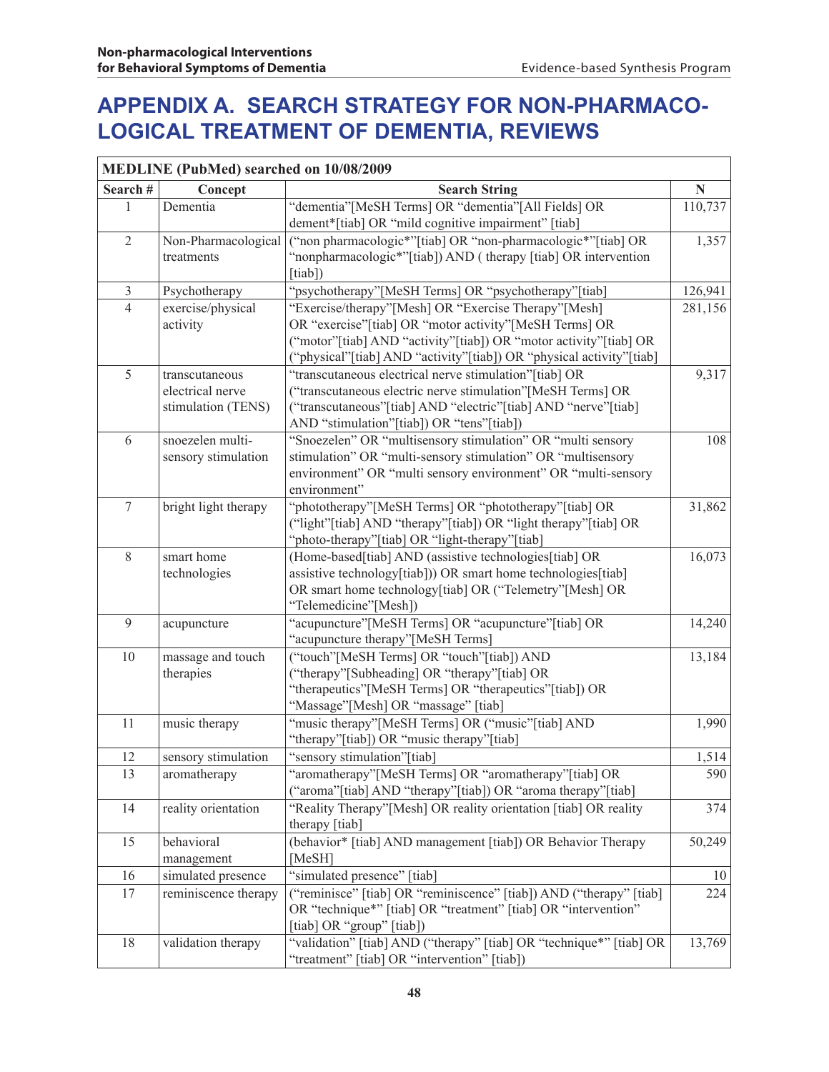# APPENDIX A. SEARCH STRATEGY FOR NON-PHARMACOLOGICAL TREATMENT OF DEMENTIA, REVIEWS

| MEDLINE (PubMed) searched on 10/08/2009 | | | |
|---|---|---|---|
| **Search #** | **Concept** | **Search String** | **N** |
| 1 | Dementia | "dementia"[MeSH Terms] OR "dementia"[All Fields] OR dement*[tiab] OR "mild cognitive impairment" [tiab] | 110,737 |
| 2 | Non-Pharmacological treatments | ("non pharmacologic*"[tiab] OR "non-pharmacologic*"[tiab] OR "nonpharmacologic*"[tiab]) AND ( therapy [tiab] OR intervention [tiab]) | 1,357 |
| 3 | Psychotherapy | "psychotherapy"[MeSH Terms] OR "psychotherapy"[tiab] | 126,941 |
| 4 | exercise/physical activity | "Exercise/therapy"[Mesh] OR "Exercise Therapy"[Mesh] OR "exercise"[tiab] OR "motor activity"[MeSH Terms] OR ("motor"[tiab] AND "activity"[tiab]) OR "motor activity"[tiab] OR ("physical"[tiab] AND "activity"[tiab]) OR "physical activity"[tiab] | 281,156 |
| 5 | transcutaneous electrical nerve stimulation (TENS) | "transcutaneous electrical nerve stimulation"[tiab] OR ("transcutaneous electric nerve stimulation"[MeSH Terms] OR ("transcutaneous"[tiab] AND "electric"[tiab] AND "nerve"[tiab] AND "stimulation"[tiab]) OR "tens"[tiab]) | 9,317 |
| 6 | snoezelen multi-sensory stimulation | "Snoezelen" OR "multisensory stimulation" OR "multi sensory stimulation" OR "multi-sensory stimulation" OR "multisensory environment" OR "multi sensory environment" OR "multi-sensory environment" | 108 |
| 7 | bright light therapy | "phototherapy"[MeSH Terms] OR "phototherapy"[tiab] OR ("light"[tiab] AND "therapy"[tiab]) OR "light therapy"[tiab] OR "photo-therapy"[tiab] OR "light-therapy"[tiab] | 31,862 |
| 8 | smart home technologies | (Home-based[tiab] AND (assistive technologies[tiab] OR assistive technology[tiab])) OR smart home technologies[tiab] OR smart home technology[tiab] OR ("Telemetry"[Mesh] OR "Telemedicine"[Mesh]) | 16,073 |
| 9 | acupuncture | "acupuncture"[MeSH Terms] OR "acupuncture"[tiab] OR "acupuncture therapy"[MeSH Terms] | 14,240 |
| 10 | massage and touch therapies | ("touch"[MeSH Terms] OR "touch"[tiab]) AND ("therapy"[Subheading] OR "therapy"[tiab] OR "therapeutics"[MeSH Terms] OR "therapeutics"[tiab]) OR "Massage"[Mesh] OR "massage" [tiab] | 13,184 |
| 11 | music therapy | "music therapy"[MeSH Terms] OR ("music"[tiab] AND "therapy"[tiab]) OR "music therapy"[tiab] | 1,990 |
| 12 | sensory stimulation | "sensory stimulation"[tiab] | 1,514 |
| 13 | aromatherapy | "aromatherapy"[MeSH Terms] OR "aromatherapy"[tiab] OR ("aroma"[tiab] AND "therapy"[tiab]) OR "aroma therapy"[tiab] | 590 |
| 14 | reality orientation | "Reality Therapy"[Mesh] OR reality orientation [tiab] OR reality therapy [tiab] | 374 |
| 15 | behavioral management | (behavior* [tiab] AND management [tiab]) OR Behavior Therapy [MeSH] | 50,249 |
| 16 | simulated presence | "simulated presence" [tiab] | 10 |
| 17 | reminiscence therapy | ("reminisce" [tiab] OR "reminiscence" [tiab]) AND ("therapy" [tiab] OR "technique*" [tiab] OR "treatment" [tiab] OR "intervention" [tiab] OR "group" [tiab]) | 224 |
| 18 | validation therapy | "validation" [tiab] AND ("therapy" [tiab] OR "technique*" [tiab] OR "treatment" [tiab] OR "intervention" [tiab]) | 13,769 |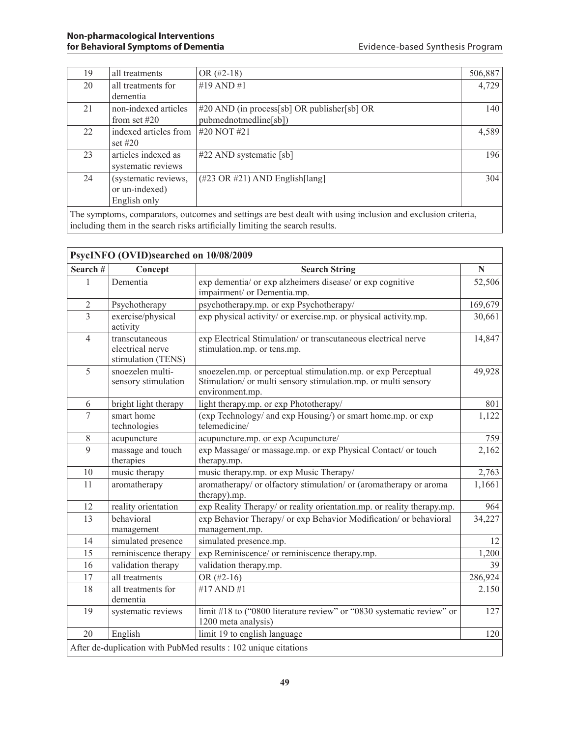| 19 | all treatments | OR (#2-18) | 506,887 |
|---|---|---|---|
| 20 | all treatments for dementia | #19 AND #1 | 4,729 |
| 21 | non-indexed articles from set #20 | #20 AND (in process[sb] OR publisher[sb] OR pubmednotmedline[sb]) | 140 |
| 22 | indexed articles from set #20 | #20 NOT #21 | 4,589 |
| 23 | articles indexed as systematic reviews | #22 AND systematic [sb] | 196 |
| 24 | (systematic reviews, or un-indexed) English only | (#23 OR #21) AND English[lang] | 304 |
| The symptoms, comparators, outcomes and settings are best dealt with using inclusion and exclusion criteria, including them in the search risks artificially limiting the search results. | | | |

| PsycINFO (OVID)searched on 10/08/2009 | | | |
|---|---|---|---|
| **Search #** | **Concept** | **Search String** | **N** |
| 1 | Dementia | exp dementia/ or exp alzheimers disease/ or exp cognitive impairment/ or Dementia.mp. | 52,506 |
| 2 | Psychotherapy | psychotherapy.mp. or exp Psychotherapy/ | 169,679 |
| 3 | exercise/physical activity | exp physical activity/ or exercise.mp. or physical activity.mp. | 30,661 |
| 4 | transcutaneous electrical nerve stimulation (TENS) | exp Electrical Stimulation/ or transcutaneous electrical nerve stimulation.mp. or tens.mp. | 14,847 |
| 5 | snoezelen multi-sensory stimulation | snoezelen.mp. or perceptual stimulation.mp. or exp Perceptual Stimulation/ or multi sensory stimulation.mp. or multi sensory environment.mp. | 49,928 |
| 6 | bright light therapy | light therapy.mp. or exp Phototherapy/ | 801 |
| 7 | smart home technologies | (exp Technology/ and exp Housing/) or smart home.mp. or exp telemedicine/ | 1,122 |
| 8 | acupuncture | acupuncture.mp. or exp Acupuncture/ | 759 |
| 9 | massage and touch therapies | exp Massage/ or massage.mp. or exp Physical Contact/ or touch therapy.mp. | 2,162 |
| 10 | music therapy | music therapy.mp. or exp Music Therapy/ | 2,763 |
| 11 | aromatherapy | aromatherapy/ or olfactory stimulation/ or (aromatherapy or aroma therapy).mp. | 1,1661 |
| 12 | reality orientation | exp Reality Therapy/ or reality orientation.mp. or reality therapy.mp. | 964 |
| 13 | behavioral management | exp Behavior Therapy/ or exp Behavior Modification/ or behavioral management.mp. | 34,227 |
| 14 | simulated presence | simulated presence.mp. | 12 |
| 15 | reminiscence therapy | exp Reminiscence/ or reminiscence therapy.mp. | 1,200 |
| 16 | validation therapy | validation therapy.mp. | 39 |
| 17 | all treatments | OR (#2-16) | 286,924 |
| 18 | all treatments for dementia | #17 AND #1 | 2.150 |
| 19 | systematic reviews | limit #18 to ("0800 literature review" or "0830 systematic review" or 1200 meta analysis) | 127 |
| 20 | English | limit 19 to english language | 120 |
| After de-duplication with PubMed results : 102 unique citations | | | |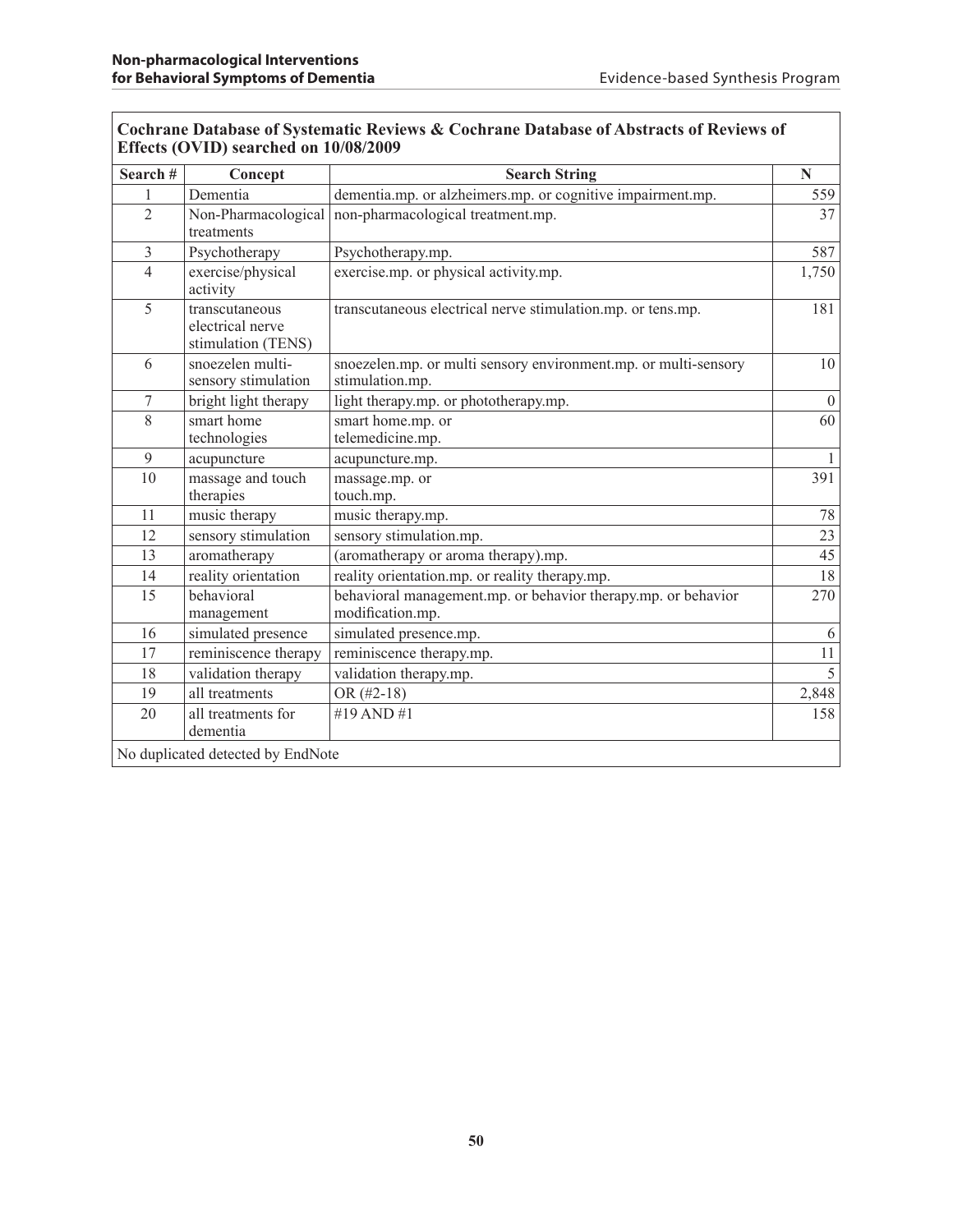| **Cochrane Database of Systematic Reviews & Cochrane Database of Abstracts of Reviews of Effects (OVID) searched on 10/08/2009** | | | |
|---|---|---|---|
| **Search #** | **Concept** | **Search String** | **N** |
| 1 | Dementia | dementia.mp. or alzheimers.mp. or cognitive impairment.mp. | 559 |
| 2 | Non-Pharmacological treatments | non-pharmacological treatment.mp. | 37 |
| 3 | Psychotherapy | Psychotherapy.mp. | 587 |
| 4 | exercise/physical activity | exercise.mp. or physical activity.mp. | 1,750 |
| 5 | transcutaneous electrical nerve stimulation (TENS) | transcutaneous electrical nerve stimulation.mp. or tens.mp. | 181 |
| 6 | snoezelen multi-sensory stimulation | snoezelen.mp. or multi sensory environment.mp. or multi-sensory stimulation.mp. | 10 |
| 7 | bright light therapy | light therapy.mp. or phototherapy.mp. | 0 |
| 8 | smart home technologies | smart home.mp. or telemedicine.mp. | 60 |
| 9 | acupuncture | acupuncture.mp. | 1 |
| 10 | massage and touch therapies | massage.mp. or touch.mp. | 391 |
| 11 | music therapy | music therapy.mp. | 78 |
| 12 | sensory stimulation | sensory stimulation.mp. | 23 |
| 13 | aromatherapy | (aromatherapy or aroma therapy).mp. | 45 |
| 14 | reality orientation | reality orientation.mp. or reality therapy.mp. | 18 |
| 15 | behavioral management | behavioral management.mp. or behavior therapy.mp. or behavior modification.mp. | 270 |
| 16 | simulated presence | simulated presence.mp. | 6 |
| 17 | reminiscence therapy | reminiscence therapy.mp. | 11 |
| 18 | validation therapy | validation therapy.mp. | 5 |
| 19 | all treatments | OR (#2-18) | 2,848 |
| 20 | all treatments for dementia | #19 AND #1 | 158 |
| No duplicated detected by EndNote | | | |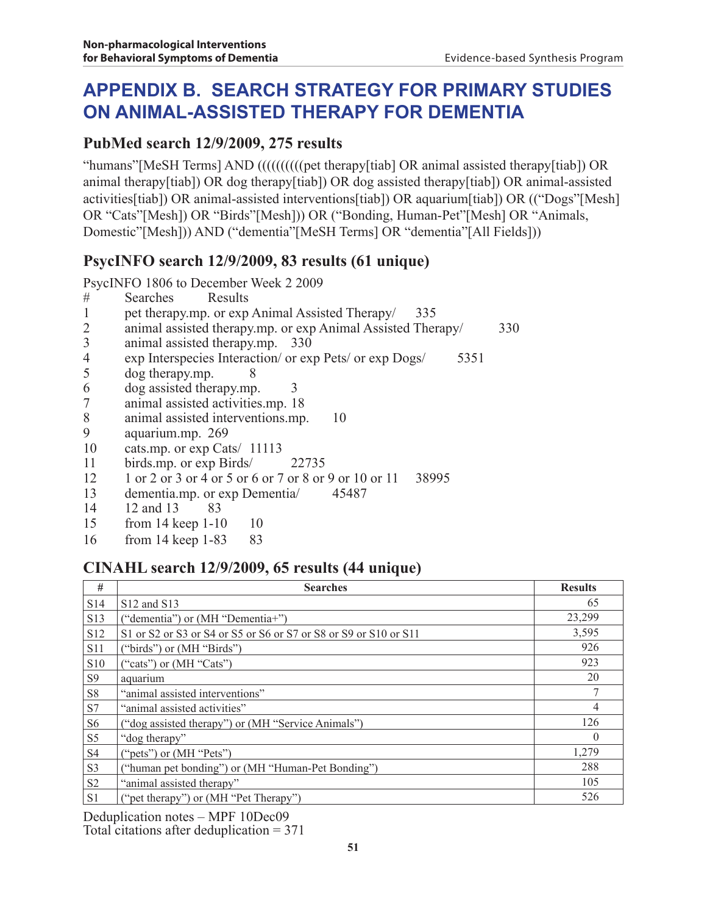# APPENDIX B. SEARCH STRATEGY FOR PRIMARY STUDIES ON ANIMAL-ASSISTED THERAPY FOR DEMENTIA

## PubMed search 12/9/2009, 275 results

"humans"[MeSH Terms] AND (((((((((pet therapy[tiab] OR animal assisted therapy[tiab]) OR animal therapy[tiab]) OR dog therapy[tiab]) OR dog assisted therapy[tiab]) OR animal-assisted activities[tiab]) OR animal-assisted interventions[tiab]) OR aquarium[tiab]) OR (("Dogs"[Mesh] OR "Cats"[Mesh]) OR "Birds"[Mesh])) OR ("Bonding, Human-Pet"[Mesh] OR "Animals, Domestic"[Mesh])) AND ("dementia"[MeSH Terms] OR "dementia"[All Fields]))

## PsycINFO search 12/9/2009, 83 results (61 unique)

PsycINFO 1806 to December Week 2 2009

| # | Searches | Results |
|---|---|---|
| 1 | pet therapy.mp. or exp Animal Assisted Therapy/ | 335 |
| 2 | animal assisted therapy.mp. or exp Animal Assisted Therapy/ | 330 |
| 3 | animal assisted therapy.mp. | 330 |
| 4 | exp Interspecies Interaction/ or exp Pets/ or exp Dogs/ | 5351 |
| 5 | dog therapy.mp. | 8 |
| 6 | dog assisted therapy.mp. | 3 |
| 7 | animal assisted activities.mp. | 18 |
| 8 | animal assisted interventions.mp. | 10 |
| 9 | aquarium.mp. | 269 |
| 10 | cats.mp. or exp Cats/ | 11113 |
| 11 | birds.mp. or exp Birds/ | 22735 |
| 12 | 1 or 2 or 3 or 4 or 5 or 6 or 7 or 8 or 9 or 10 or 11 | 38995 |
| 13 | dementia.mp. or exp Dementia/ | 45487 |
| 14 | 12 and 13 | 83 |
| 15 | from 14 keep 1-10 | 10 |
| 16 | from 14 keep 1-83 | 83 |

## CINAHL search 12/9/2009, 65 results (44 unique)

| # | Searches | Results |
|---|---|---|
| S14 | S12 and S13 | 65 |
| S13 | ("dementia") or (MH "Dementia+") | 23,299 |
| S12 | S1 or S2 or S3 or S4 or S5 or S6 or S7 or S8 or S9 or S10 or S11 | 3,595 |
| S11 | ("birds") or (MH "Birds") | 926 |
| S10 | ("cats") or (MH "Cats") | 923 |
| S9 | aquarium | 20 |
| S8 | "animal assisted interventions" | 7 |
| S7 | "animal assisted activities" | 4 |
| S6 | ("dog assisted therapy") or (MH "Service Animals") | 126 |
| S5 | "dog therapy" | 0 |
| S4 | ("pets") or (MH "Pets") | 1,279 |
| S3 | ("human pet bonding") or (MH "Human-Pet Bonding") | 288 |
| S2 | "animal assisted therapy" | 105 |
| S1 | ("pet therapy") or (MH "Pet Therapy") | 526 |

Deduplication notes – MPF 10Dec09
Total citations after deduplication = 371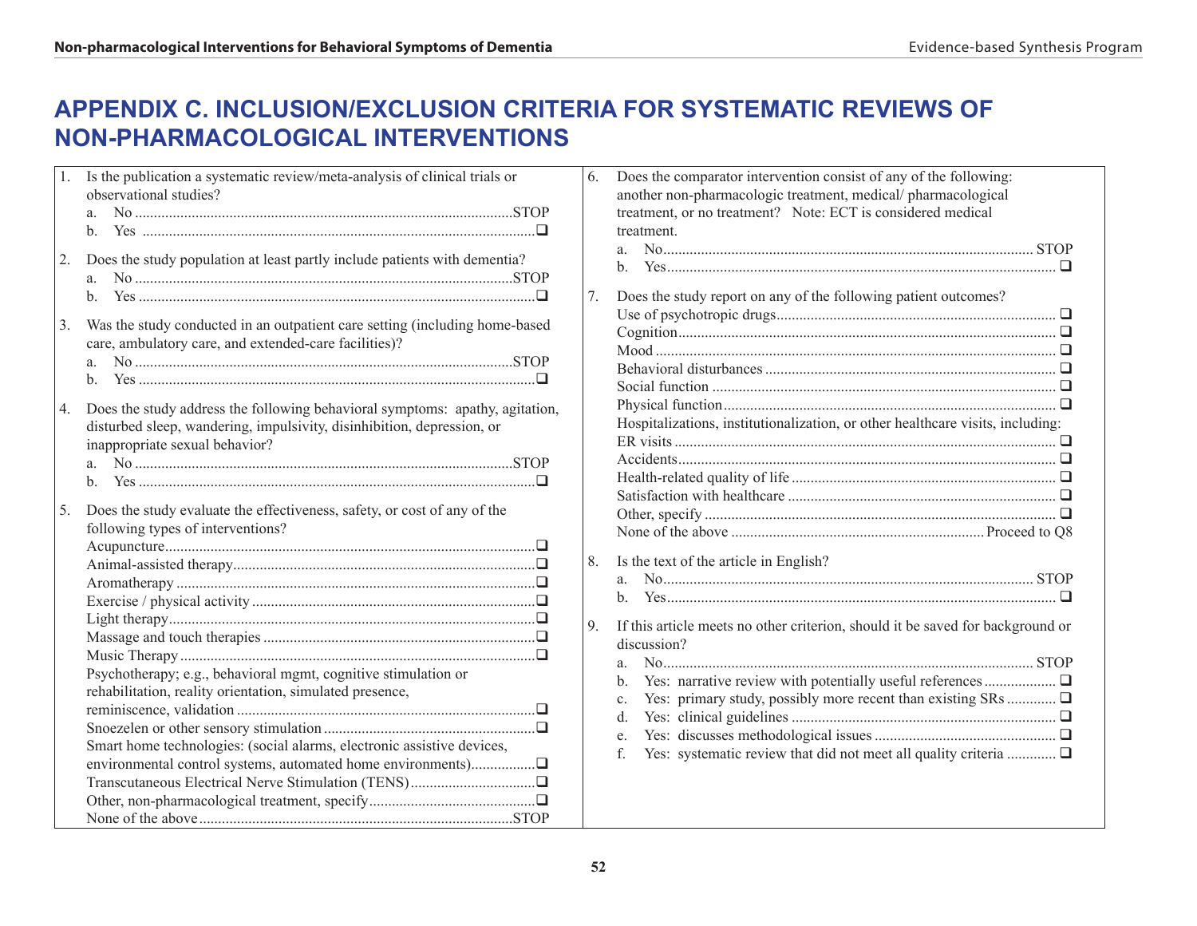# APPENDIX C. INCLUSION/EXCLUSION CRITERIA FOR SYSTEMATIC REVIEWS OF NON-PHARMACOLOGICAL INTERVENTIONS

1. Is the publication a systematic review/meta-analysis of clinical trials or observational studies?
   a. No ........................................ STOP
   b. Yes ........................................ ❑

2. Does the study population at least partly include patients with dementia?
   a. No ........................................ STOP
   b. Yes ........................................ ❑

3. Was the study conducted in an outpatient care setting (including home-based care, ambulatory care, and extended-care facilities)?
   a. No ........................................ STOP
   b. Yes ........................................ ❑

4. Does the study address the following behavioral symptoms: apathy, agitation, disturbed sleep, wandering, impulsivity, disinhibition, depression, or inappropriate sexual behavior?
   a. No ........................................ STOP
   b. Yes ........................................ ❑

5. Does the study evaluate the effectiveness, safety, or cost of any of the following types of interventions?
   - Acupuncture ........................................ ❑
   - Animal-assisted therapy ........................................ ❑
   - Aromatherapy ........................................ ❑
   - Exercise / physical activity ........................................ ❑
   - Light therapy ........................................ ❑
   - Massage and touch therapies ........................................ ❑
   - Music Therapy ........................................ ❑
   - Psychotherapy; e.g., behavioral mgmt, cognitive stimulation or rehabilitation, reality orientation, simulated presence, reminiscence, validation ........................................ ❑
   - Snoezelen or other sensory stimulation ........................................ ❑
   - Smart home technologies: (social alarms, electronic assistive devices, environmental control systems, automated home environments) ........................................ ❑
   - Transcutaneous Electrical Nerve Stimulation (TENS) ........................................ ❑
   - Other, non-pharmacological treatment, specify ........................................ ❑
   - None of the above ........................................ STOP

6. Does the comparator intervention consist of any of the following: another non-pharmacologic treatment, medical/ pharmacological treatment, or no treatment? Note: ECT is considered medical treatment.
   a. No ........................................ STOP
   b. Yes ........................................ ❑

7. Does the study report on any of the following patient outcomes?
   - Use of psychotropic drugs ........................................ ❑
   - Cognition ........................................ ❑
   - Mood ........................................ ❑
   - Behavioral disturbances ........................................ ❑
   - Social function ........................................ ❑
   - Physical function ........................................ ❑
   - Hospitalizations, institutionalization, or other healthcare visits, including:
   - ER visits ........................................ ❑
   - Accidents ........................................ ❑
   - Health-related quality of life ........................................ ❑
   - Satisfaction with healthcare ........................................ ❑
   - Other, specify ........................................ ❑
   - None of the above ........................................ Proceed to Q8

8. Is the text of the article in English?
   a. No ........................................ STOP
   b. Yes ........................................ ❑

9. If this article meets no other criterion, should it be saved for background or discussion?
   a. No ........................................ STOP
   b. Yes: narrative review with potentially useful references ........................................ ❑
   c. Yes: primary study, possibly more recent than existing SRs ........................................ ❑
   d. Yes: clinical guidelines ........................................ ❑
   e. Yes: discusses methodological issues ........................................ ❑
   f. Yes: systematic review that did not meet all quality criteria ........................................ ❑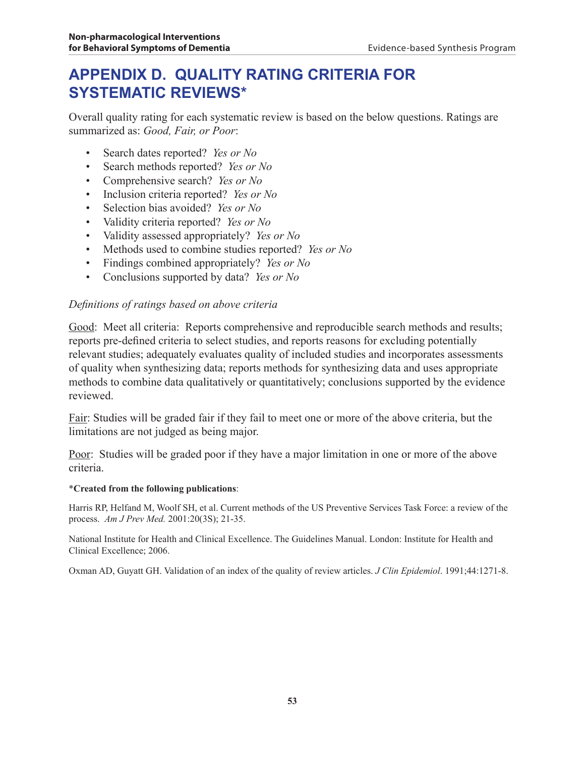# APPENDIX D. QUALITY RATING CRITERIA FOR SYSTEMATIC REVIEWS*

Overall quality rating for each systematic review is based on the below questions. Ratings are summarized as: *Good, Fair, or Poor*:

- Search dates reported? *Yes or No*
- Search methods reported? *Yes or No*
- Comprehensive search? *Yes or No*
- Inclusion criteria reported? *Yes or No*
- Selection bias avoided? *Yes or No*
- Validity criteria reported? *Yes or No*
- Validity assessed appropriately? *Yes or No*
- Methods used to combine studies reported? *Yes or No*
- Findings combined appropriately? *Yes or No*
- Conclusions supported by data? *Yes or No*

*Definitions of ratings based on above criteria*

Good: Meet all criteria: Reports comprehensive and reproducible search methods and results; reports pre-defined criteria to select studies, and reports reasons for excluding potentially relevant studies; adequately evaluates quality of included studies and incorporates assessments of quality when synthesizing data; reports methods for synthesizing data and uses appropriate methods to combine data qualitatively or quantitatively; conclusions supported by the evidence reviewed.

Fair: Studies will be graded fair if they fail to meet one or more of the above criteria, but the limitations are not judged as being major.

Poor: Studies will be graded poor if they have a major limitation in one or more of the above criteria.

***Created from the following publications**:

Harris RP, Helfand M, Woolf SH, et al. Current methods of the US Preventive Services Task Force: a review of the process. *Am J Prev Med.* 2001:20(3S); 21-35.

National Institute for Health and Clinical Excellence. The Guidelines Manual. London: Institute for Health and Clinical Excellence; 2006.

Oxman AD, Guyatt GH. Validation of an index of the quality of review articles. *J Clin Epidemiol*. 1991;44:1271-8.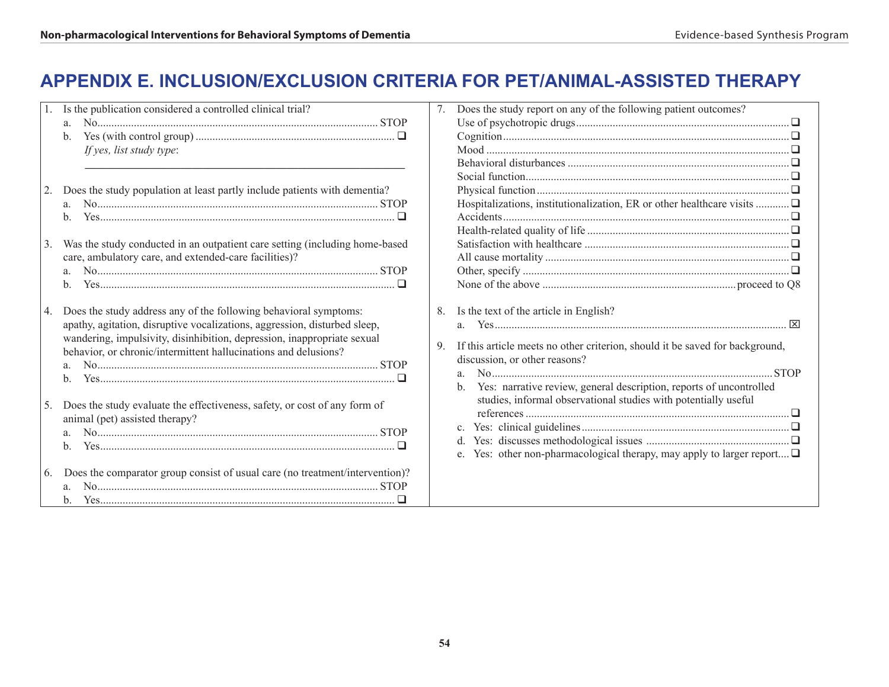# APPENDIX E. INCLUSION/EXCLUSION CRITERIA FOR PET/ANIMAL-ASSISTED THERAPY

1. Is the publication considered a controlled clinical trial?
   a. No.................................................................................................... STOP
   b. Yes (with control group) ....................................................................... ❑
   *If yes, list study type*:

   ________________________________________________________

2. Does the study population at least partly include patients with dementia?
   a. No.................................................................................................... STOP
   b. Yes........................................................................................................ ❑

3. Was the study conducted in an outpatient care setting (including home-based care, ambulatory care, and extended-care facilities)?
   a. No.................................................................................................... STOP
   b. Yes........................................................................................................ ❑

4. Does the study address any of the following behavioral symptoms: apathy, agitation, disruptive vocalizations, aggression, disturbed sleep, wandering, impulsivity, disinhibition, depression, inappropriate sexual behavior, or chronic/intermittent hallucinations and delusions?
   a. No.................................................................................................... STOP
   b. Yes........................................................................................................ ❑

5. Does the study evaluate the effectiveness, safety, or cost of any form of animal (pet) assisted therapy?
   a. No.................................................................................................... STOP
   b. Yes........................................................................................................ ❑

6. Does the comparator group consist of usual care (no treatment/intervention)?
   a. No.................................................................................................... STOP
   b. Yes........................................................................................................ ❑

7. Does the study report on any of the following patient outcomes?
   Use of psychotropic drugs........................................................................... ❑
   Cognition..................................................................................................... ❑
   Mood .......................................................................................................... ❑
   Behavioral disturbances .............................................................................. ❑
   Social function............................................................................................. ❑
   Physical function ......................................................................................... ❑
   Hospitalizations, institutionalization, ER or other healthcare visits ............ ❑
   Accidents..................................................................................................... ❑
   Health-related quality of life ....................................................................... ❑
   Satisfaction with healthcare ........................................................................ ❑
   All cause mortality ...................................................................................... ❑
   Other, specify .............................................................................................. ❑
   None of the above .................................................................... proceed to Q8

8. Is the text of the article in English?
   a. Yes....................................................................................................... ☒

9. If this article meets no other criterion, should it be saved for background, discussion, or other reasons?
   a. No.................................................................................................... STOP
   b. Yes: narrative review, general description, reports of uncontrolled studies, informal observational studies with potentially useful references ........................................................................................... ❑
   c. Yes: clinical guidelines......................................................................... ❑
   d. Yes: discusses methodological issues .................................................. ❑
   e. Yes: other non-pharmacological therapy, may apply to larger report.... ❑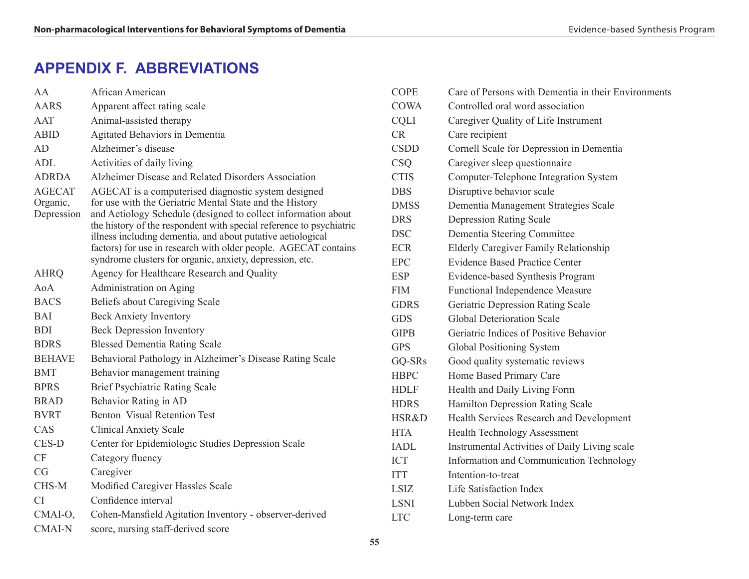# APPENDIX F. ABBREVIATIONS

| | |
|---|---|
| AA | African American |
| AARS | Apparent affect rating scale |
| AAT | Animal-assisted therapy |
| ABID | Agitated Behaviors in Dementia |
| AD | Alzheimer's disease |
| ADL | Activities of daily living |
| ADRDA | Alzheimer Disease and Related Disorders Association |
| AGECAT Organic, Depression | AGECAT is a computerised diagnostic system designed for use with the Geriatric Mental State and the History and Aetiology Schedule (designed to collect information about the history of the respondent with special reference to psychiatric illness including dementia, and about putative aetiological factors) for use in research with older people. AGECAT contains syndrome clusters for organic, anxiety, depression, etc. |
| AHRQ | Agency for Healthcare Research and Quality |
| AoA | Administration on Aging |
| BACS | Beliefs about Caregiving Scale |
| BAI | Beck Anxiety Inventory |
| BDI | Beck Depression Inventory |
| BDRS | Blessed Dementia Rating Scale |
| BEHAVE | Behavioral Pathology in Alzheimer's Disease Rating Scale |
| BMT | Behavior management training |
| BPRS | Brief Psychiatric Rating Scale |
| BRAD | Behavior Rating in AD |
| BVRT | Benton Visual Retention Test |
| CAS | Clinical Anxiety Scale |
| CES-D | Center for Epidemiologic Studies Depression Scale |
| CF | Category fluency |
| CG | Caregiver |
| CHS-M | Modified Caregiver Hassles Scale |
| CI | Confidence interval |
| CMAI-O, CMAI-N | Cohen-Mansfield Agitation Inventory - observer-derived score, nursing staff-derived score |
| COPE | Care of Persons with Dementia in their Environments |
| COWA | Controlled oral word association |
| CQLI | Caregiver Quality of Life Instrument |
| CR | Care recipient |
| CSDD | Cornell Scale for Depression in Dementia |
| CSQ | Caregiver sleep questionnaire |
| CTIS | Computer-Telephone Integration System |
| DBS | Disruptive behavior scale |
| DMSS | Dementia Management Strategies Scale |
| DRS | Depression Rating Scale |
| DSC | Dementia Steering Committee |
| ECR | Elderly Caregiver Family Relationship |
| EPC | Evidence Based Practice Center |
| ESP | Evidence-based Synthesis Program |
| FIM | Functional Independence Measure |
| GDRS | Geriatric Depression Rating Scale |
| GDS | Global Deterioration Scale |
| GIPB | Geriatric Indices of Positive Behavior |
| GPS | Global Positioning System |
| GQ-SRs | Good quality systematic reviews |
| HBPC | Home Based Primary Care |
| HDLF | Health and Daily Living Form |
| HDRS | Hamilton Depression Rating Scale |
| HSR&D | Health Services Research and Development |
| HTA | Health Technology Assessment |
| IADL | Instrumental Activities of Daily Living scale |
| ICT | Information and Communication Technology |
| ITT | Intention-to-treat |
| LSIZ | Life Satisfaction Index |
| LSNI | Lubben Social Network Index |
| LTC | Long-term care |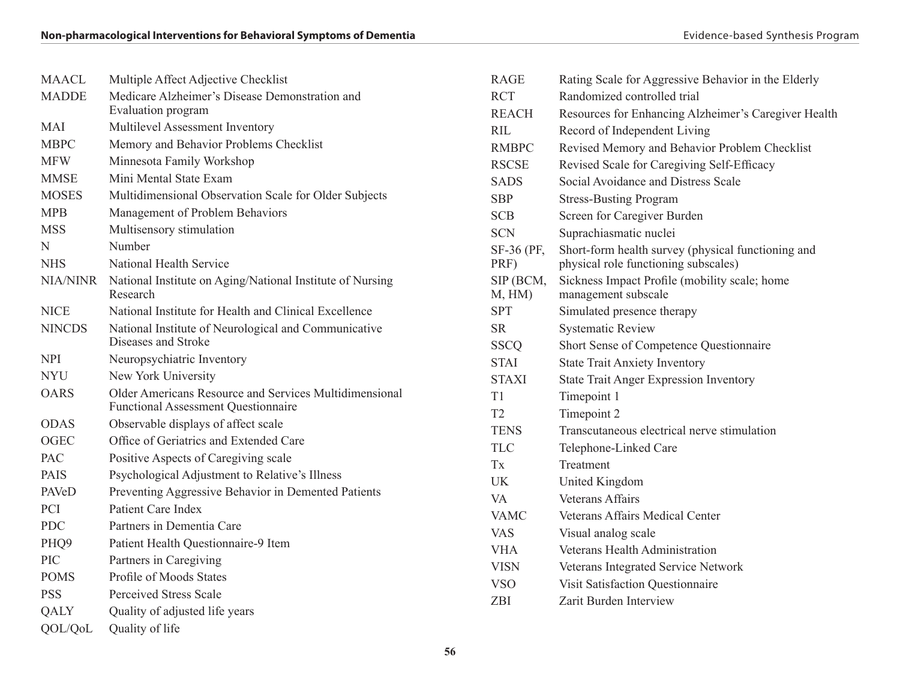| | |
|---|---|
| MAACL | Multiple Affect Adjective Checklist |
| MADDE | Medicare Alzheimer's Disease Demonstration and Evaluation program |
| MAI | Multilevel Assessment Inventory |
| MBPC | Memory and Behavior Problems Checklist |
| MFW | Minnesota Family Workshop |
| MMSE | Mini Mental State Exam |
| MOSES | Multidimensional Observation Scale for Older Subjects |
| MPB | Management of Problem Behaviors |
| MSS | Multisensory stimulation |
| N | Number |
| NHS | National Health Service |
| NIA/NINR | National Institute on Aging/National Institute of Nursing Research |
| NICE | National Institute for Health and Clinical Excellence |
| NINCDS | National Institute of Neurological and Communicative Diseases and Stroke |
| NPI | Neuropsychiatric Inventory |
| NYU | New York University |
| OARS | Older Americans Resource and Services Multidimensional Functional Assessment Questionnaire |
| ODAS | Observable displays of affect scale |
| OGEC | Office of Geriatrics and Extended Care |
| PAC | Positive Aspects of Caregiving scale |
| PAIS | Psychological Adjustment to Relative's Illness |
| PAVeD | Preventing Aggressive Behavior in Demented Patients |
| PCI | Patient Care Index |
| PDC | Partners in Dementia Care |
| PHQ9 | Patient Health Questionnaire-9 Item |
| PIC | Partners in Caregiving |
| POMS | Profile of Moods States |
| PSS | Perceived Stress Scale |
| QALY | Quality of adjusted life years |
| QOL/QoL | Quality of life |
| RAGE | Rating Scale for Aggressive Behavior in the Elderly |
| RCT | Randomized controlled trial |
| REACH | Resources for Enhancing Alzheimer's Caregiver Health |
| RIL | Record of Independent Living |
| RMBPC | Revised Memory and Behavior Problem Checklist |
| RSCSE | Revised Scale for Caregiving Self-Efficacy |
| SADS | Social Avoidance and Distress Scale |
| SBP | Stress-Busting Program |
| SCB | Screen for Caregiver Burden |
| SCN | Suprachiasmatic nuclei |
| SF-36 (PF, PRF) | Short-form health survey (physical functioning and physical role functioning subscales) |
| SIP (BCM, M, HM) | Sickness Impact Profile (mobility scale; home management subscale |
| SPT | Simulated presence therapy |
| SR | Systematic Review |
| SSCQ | Short Sense of Competence Questionnaire |
| STAI | State Trait Anxiety Inventory |
| STAXI | State Trait Anger Expression Inventory |
| T1 | Timepoint 1 |
| T2 | Timepoint 2 |
| TENS | Transcutaneous electrical nerve stimulation |
| TLC | Telephone-Linked Care |
| Tx | Treatment |
| UK | United Kingdom |
| VA | Veterans Affairs |
| VAMC | Veterans Affairs Medical Center |
| VAS | Visual analog scale |
| VHA | Veterans Health Administration |
| VISN | Veterans Integrated Service Network |
| VSQ | Visit Satisfaction Questionnaire |
| ZBI | Zarit Burden Interview |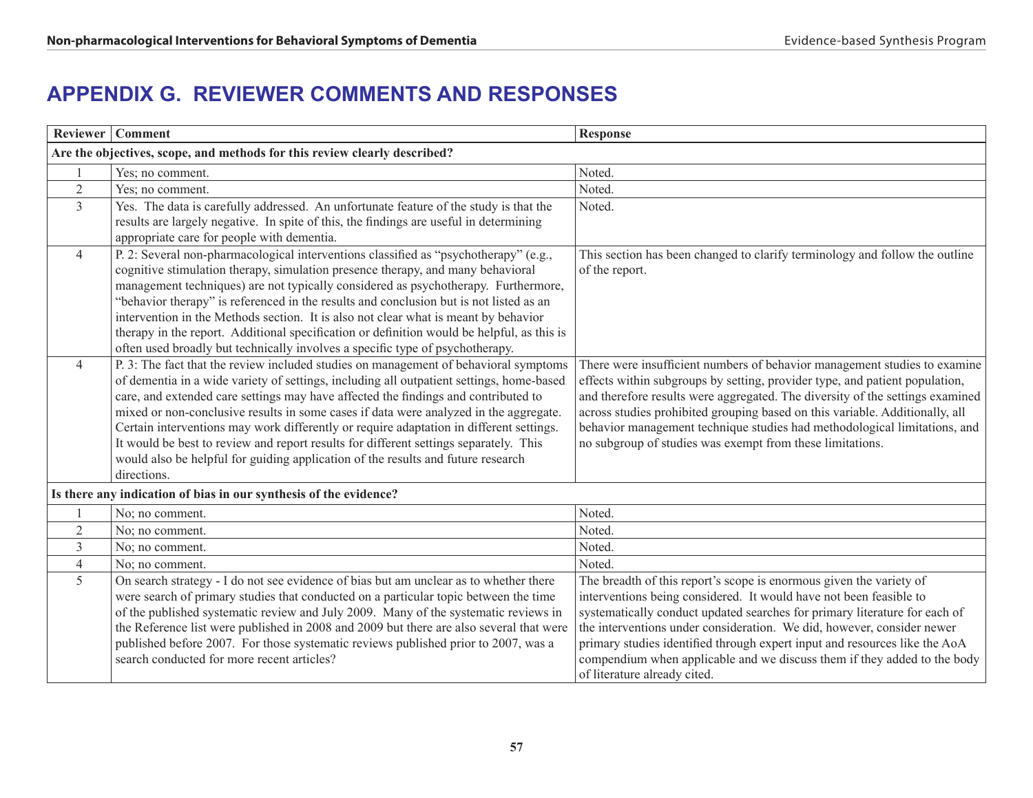# APPENDIX G. REVIEWER COMMENTS AND RESPONSES

| Reviewer | Comment | Response |
|---|---|---|
| **Are the objectives, scope, and methods for this review clearly described?** | | |
| 1 | Yes; no comment. | Noted. |
| 2 | Yes; no comment. | Noted. |
| 3 | Yes. The data is carefully addressed. An unfortunate feature of the study is that the results are largely negative. In spite of this, the findings are useful in determining appropriate care for people with dementia. | Noted. |
| 4 | P. 2: Several non-pharmacological interventions classified as "psychotherapy" (e.g., cognitive stimulation therapy, simulation presence therapy, and many behavioral management techniques) are not typically considered as psychotherapy. Furthermore, "behavior therapy" is referenced in the results and conclusion but is not listed as an intervention in the Methods section. It is also not clear what is meant by behavior therapy in the report. Additional specification or definition would be helpful, as this is often used broadly but technically involves a specific type of psychotherapy. | This section has been changed to clarify terminology and follow the outline of the report. |
| 4 | P. 3: The fact that the review included studies on management of behavioral symptoms of dementia in a wide variety of settings, including all outpatient settings, home-based care, and extended care settings may have affected the findings and contributed to mixed or non-conclusive results in some cases if data were analyzed in the aggregate. Certain interventions may work differently or require adaptation in different settings. It would be best to review and report results for different settings separately. This would also be helpful for guiding application of the results and future research directions. | There were insufficient numbers of behavior management studies to examine effects within subgroups by setting, provider type, and patient population, and therefore results were aggregated. The diversity of the settings examined across studies prohibited grouping based on this variable. Additionally, all behavior management technique studies had methodological limitations, and no subgroup of studies was exempt from these limitations. |
| **Is there any indication of bias in our synthesis of the evidence?** | | |
| 1 | No; no comment. | Noted. |
| 2 | No; no comment. | Noted. |
| 3 | No; no comment. | Noted. |
| 4 | No; no comment. | Noted. |
| 5 | On search strategy - I do not see evidence of bias but am unclear as to whether there were search of primary studies that conducted on a particular topic between the time of the published systematic review and July 2009. Many of the systematic reviews in the Reference list were published in 2008 and 2009 but there are also several that were published before 2007. For those systematic reviews published prior to 2007, was a search conducted for more recent articles? | The breadth of this report's scope is enormous given the variety of interventions being considered. It would have not been feasible to systematically conduct updated searches for primary literature for each of the interventions under consideration. We did, however, consider newer primary studies identified through expert input and resources like the AoA compendium when applicable and we discuss them if they added to the body of literature already cited. |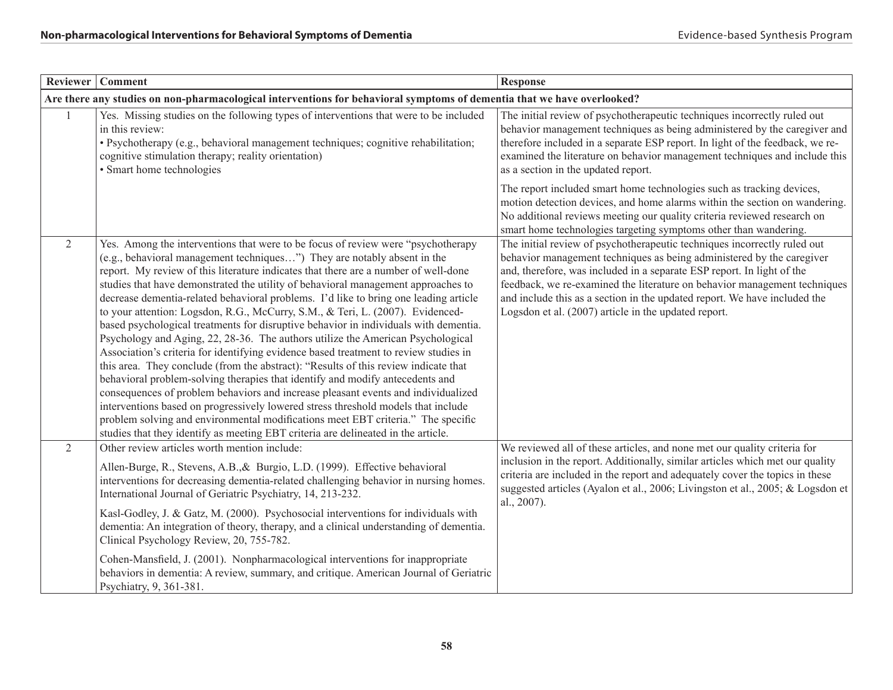| Reviewer | Comment | Response |
|---|---|---|
| **Are there any studies on non-pharmacological interventions for behavioral symptoms of dementia that we have overlooked?** | | |
| 1 | Yes. Missing studies on the following types of interventions that were to be included in this review:<br>• Psychotherapy (e.g., behavioral management techniques; cognitive rehabilitation; cognitive stimulation therapy; reality orientation)<br>• Smart home technologies | The initial review of psychotherapeutic techniques incorrectly ruled out behavior management techniques as being administered by the caregiver and therefore included in a separate ESP report. In light of the feedback, we re-examined the literature on behavior management techniques and include this as a section in the updated report.<br><br>The report included smart home technologies such as tracking devices, motion detection devices, and home alarms within the section on wandering. No additional reviews meeting our quality criteria reviewed research on smart home technologies targeting symptoms other than wandering. |
| 2 | Yes. Among the interventions that were to be focus of review were "psychotherapy (e.g., behavioral management techniques…") They are notably absent in the report. My review of this literature indicates that there are a number of well-done studies that have demonstrated the utility of behavioral management approaches to decrease dementia-related behavioral problems. I'd like to bring one leading article to your attention: Logsdon, R.G., McCurry, S.M., & Teri, L. (2007). Evidenced-based psychological treatments for disruptive behavior in individuals with dementia. Psychology and Aging, 22, 28-36. The authors utilize the American Psychological Association's criteria for identifying evidence based treatment to review studies in this area. They conclude (from the abstract): "Results of this review indicate that behavioral problem-solving therapies that identify and modify antecedents and consequences of problem behaviors and increase pleasant events and individualized interventions based on progressively lowered stress threshold models that include problem solving and environmental modifications meet EBT criteria." The specific studies that they identify as meeting EBT criteria are delineated in the article. | The initial review of psychotherapeutic techniques incorrectly ruled out behavior management techniques as being administered by the caregiver and, therefore, was included in a separate ESP report. In light of the feedback, we re-examined the literature on behavior management techniques and include this as a section in the updated report. We have included the Logsdon et al. (2007) article in the updated report. |
| 2 | Other review articles worth mention include:<br><br>Allen-Burge, R., Stevens, A.B.,& Burgio, L.D. (1999). Effective behavioral interventions for decreasing dementia-related challenging behavior in nursing homes. International Journal of Geriatric Psychiatry, 14, 213-232.<br><br>Kasl-Godley, J. & Gatz, M. (2000). Psychosocial interventions for individuals with dementia: An integration of theory, therapy, and a clinical understanding of dementia. Clinical Psychology Review, 20, 755-782.<br><br>Cohen-Mansfield, J. (2001). Nonpharmacological interventions for inappropriate behaviors in dementia: A review, summary, and critique. American Journal of Geriatric Psychiatry, 9, 361-381. | We reviewed all of these articles, and none met our quality criteria for inclusion in the report. Additionally, similar articles which met our quality criteria are included in the report and adequately cover the topics in these suggested articles (Ayalon et al., 2006; Livingston et al., 2005; & Logsdon et al., 2007). |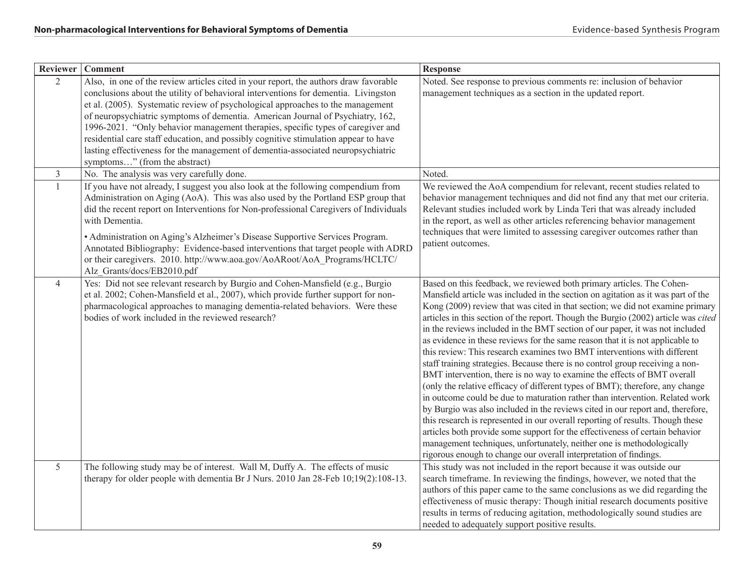| Reviewer | Comment | Response |
| --- | --- | --- |
| 2 | Also, in one of the review articles cited in your report, the authors draw favorable conclusions about the utility of behavioral interventions for dementia. Livingston et al. (2005). Systematic review of psychological approaches to the management of neuropsychiatric symptoms of dementia. American Journal of Psychiatry, 162, 1996-2021. "Only behavior management therapies, specific types of caregiver and residential care staff education, and possibly cognitive stimulation appear to have lasting effectiveness for the management of dementia-associated neuropsychiatric symptoms…" (from the abstract) | Noted. See response to previous comments re: inclusion of behavior management techniques as a section in the updated report. |
| 3 | No. The analysis was very carefully done. | Noted. |
| 1 | If you have not already, I suggest you also look at the following compendium from Administration on Aging (AoA). This was also used by the Portland ESP group that did the recent report on Interventions for Non-professional Caregivers of Individuals with Dementia.<br><br>• Administration on Aging's Alzheimer's Disease Supportive Services Program. Annotated Bibliography: Evidence-based interventions that target people with ADRD or their caregivers. 2010. http://www.aoa.gov/AoARoot/AoA_Programs/HCLTC/Alz_Grants/docs/EB2010.pdf | We reviewed the AoA compendium for relevant, recent studies related to behavior management techniques and did not find any that met our criteria. Relevant studies included work by Linda Teri that was already included in the report, as well as other articles referencing behavior management techniques that were limited to assessing caregiver outcomes rather than patient outcomes. |
| 4 | Yes: Did not see relevant research by Burgio and Cohen-Mansfield (e.g., Burgio et al. 2002; Cohen-Mansfield et al., 2007), which provide further support for non-pharmacological approaches to managing dementia-related behaviors. Were these bodies of work included in the reviewed research? | Based on this feedback, we reviewed both primary articles. The Cohen-Mansfield article was included in the section on agitation as it was part of the Kong (2009) review that was cited in that section; we did not examine primary articles in this section of the report. Though the Burgio (2002) article was *cited* in the reviews included in the BMT section of our paper, it was not included as evidence in these reviews for the same reason that it is not applicable to this review: This research examines two BMT interventions with different staff training strategies. Because there is no control group receiving a non-BMT intervention, there is no way to examine the effects of BMT overall (only the relative efficacy of different types of BMT); therefore, any change in outcome could be due to maturation rather than intervention. Related work by Burgio was also included in the reviews cited in our report and, therefore, this research is represented in our overall reporting of results. Though these articles both provide some support for the effectiveness of certain behavior management techniques, unfortunately, neither one is methodologically rigorous enough to change our overall interpretation of findings. |
| 5 | The following study may be of interest. Wall M, Duffy A. The effects of music therapy for older people with dementia Br J Nurs. 2010 Jan 28-Feb 10;19(2):108-13. | This study was not included in the report because it was outside our search timeframe. In reviewing the findings, however, we noted that the authors of this paper came to the same conclusions as we did regarding the effectiveness of music therapy: Though initial research documents positive results in terms of reducing agitation, methodologically sound studies are needed to adequately support positive results. |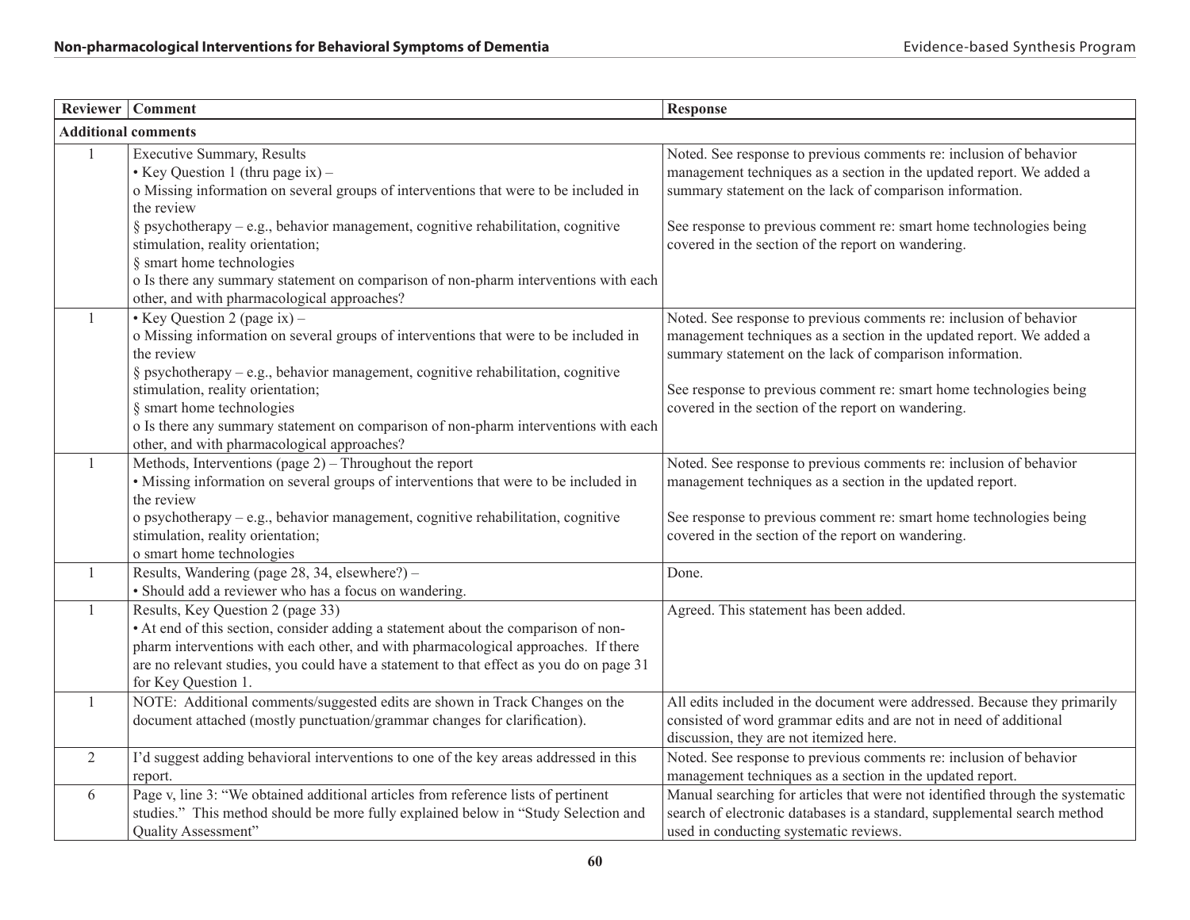| Reviewer | Comment | Response |
|---|---|---|
| **Additional comments** | | |
| 1 | Executive Summary, Results<br>• Key Question 1 (thru page ix) –<br>o Missing information on several groups of interventions that were to be included in the review<br>§ psychotherapy – e.g., behavior management, cognitive rehabilitation, cognitive stimulation, reality orientation;<br>§ smart home technologies<br>o Is there any summary statement on comparison of non-pharm interventions with each other, and with pharmacological approaches? | Noted. See response to previous comments re: inclusion of behavior management techniques as a section in the updated report. We added a summary statement on the lack of comparison information.<br><br>See response to previous comment re: smart home technologies being covered in the section of the report on wandering. |
| 1 | • Key Question 2 (page ix) –<br>o Missing information on several groups of interventions that were to be included in the review<br>§ psychotherapy – e.g., behavior management, cognitive rehabilitation, cognitive stimulation, reality orientation;<br>§ smart home technologies<br>o Is there any summary statement on comparison of non-pharm interventions with each other, and with pharmacological approaches? | Noted. See response to previous comments re: inclusion of behavior management techniques as a section in the updated report. We added a summary statement on the lack of comparison information.<br><br>See response to previous comment re: smart home technologies being covered in the section of the report on wandering. |
| 1 | Methods, Interventions (page 2) – Throughout the report<br>• Missing information on several groups of interventions that were to be included in the review<br>o psychotherapy – e.g., behavior management, cognitive rehabilitation, cognitive stimulation, reality orientation;<br>o smart home technologies | Noted. See response to previous comments re: inclusion of behavior management techniques as a section in the updated report.<br><br>See response to previous comment re: smart home technologies being covered in the section of the report on wandering. |
| 1 | Results, Wandering (page 28, 34, elsewhere?) –<br>• Should add a reviewer who has a focus on wandering. | Done. |
| 1 | Results, Key Question 2 (page 33)<br>• At end of this section, consider adding a statement about the comparison of non-pharm interventions with each other, and with pharmacological approaches. If there are no relevant studies, you could have a statement to that effect as you do on page 31 for Key Question 1. | Agreed. This statement has been added. |
| 1 | NOTE: Additional comments/suggested edits are shown in Track Changes on the document attached (mostly punctuation/grammar changes for clarification). | All edits included in the document were addressed. Because they primarily consisted of word grammar edits and are not in need of additional discussion, they are not itemized here. |
| 2 | I'd suggest adding behavioral interventions to one of the key areas addressed in this report. | Noted. See response to previous comments re: inclusion of behavior management techniques as a section in the updated report. |
| 6 | Page v, line 3: "We obtained additional articles from reference lists of pertinent studies." This method should be more fully explained below in "Study Selection and Quality Assessment" | Manual searching for articles that were not identified through the systematic search of electronic databases is a standard, supplemental search method used in conducting systematic reviews. |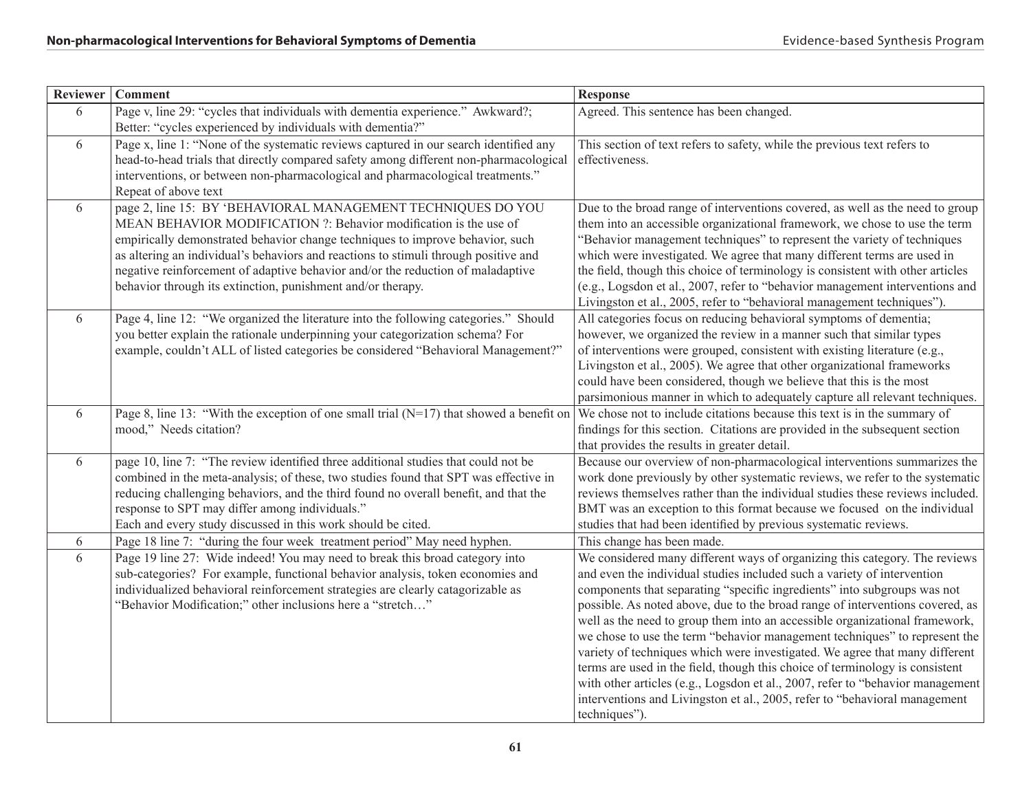| Reviewer | Comment | Response |
|---|---|---|
| 6 | Page v, line 29: "cycles that individuals with dementia experience." Awkward?; Better: "cycles experienced by individuals with dementia?" | Agreed. This sentence has been changed. |
| 6 | Page x, line 1: "None of the systematic reviews captured in our search identified any head-to-head trials that directly compared safety among different non-pharmacological interventions, or between non-pharmacological and pharmacological treatments." Repeat of above text | This section of text refers to safety, while the previous text refers to effectiveness. |
| 6 | page 2, line 15: BY 'BEHAVIORAL MANAGEMENT TECHNIQUES DO YOU MEAN BEHAVIOR MODIFICATION ?: Behavior modification is the use of empirically demonstrated behavior change techniques to improve behavior, such as altering an individual's behaviors and reactions to stimuli through positive and negative reinforcement of adaptive behavior and/or the reduction of maladaptive behavior through its extinction, punishment and/or therapy. | Due to the broad range of interventions covered, as well as the need to group them into an accessible organizational framework, we chose to use the term "Behavior management techniques" to represent the variety of techniques which were investigated. We agree that many different terms are used in the field, though this choice of terminology is consistent with other articles (e.g., Logsdon et al., 2007, refer to "behavior management interventions and Livingston et al., 2005, refer to "behavioral management techniques"). |
| 6 | Page 4, line 12: "We organized the literature into the following categories." Should you better explain the rationale underpinning your categorization schema? For example, couldn't ALL of listed categories be considered "Behavioral Management?" | All categories focus on reducing behavioral symptoms of dementia; however, we organized the review in a manner such that similar types of interventions were grouped, consistent with existing literature (e.g., Livingston et al., 2005). We agree that other organizational frameworks could have been considered, though we believe that this is the most parsimonious manner in which to adequately capture all relevant techniques. |
| 6 | Page 8, line 13: "With the exception of one small trial (N=17) that showed a benefit on mood," Needs citation? | We chose not to include citations because this text is in the summary of findings for this section. Citations are provided in the subsequent section that provides the results in greater detail. |
| 6 | page 10, line 7: "The review identified three additional studies that could not be combined in the meta-analysis; of these, two studies found that SPT was effective in reducing challenging behaviors, and the third found no overall benefit, and that the response to SPT may differ among individuals." Each and every study discussed in this work should be cited. | Because our overview of non-pharmacological interventions summarizes the work done previously by other systematic reviews, we refer to the systematic reviews themselves rather than the individual studies these reviews included. BMT was an exception to this format because we focused on the individual studies that had been identified by previous systematic reviews. |
| 6 | Page 18 line 7: "during the four week treatment period" May need hyphen. | This change has been made. |
| 6 | Page 19 line 27: Wide indeed! You may need to break this broad category into sub-categories? For example, functional behavior analysis, token economies and individualized behavioral reinforcement strategies are clearly catagorizable as "Behavior Modification;" other inclusions here a "stretch…" | We considered many different ways of organizing this category. The reviews and even the individual studies included such a variety of intervention components that separating "specific ingredients" into subgroups was not possible. As noted above, due to the broad range of interventions covered, as well as the need to group them into an accessible organizational framework, we chose to use the term "behavior management techniques" to represent the variety of techniques which were investigated. We agree that many different terms are used in the field, though this choice of terminology is consistent with other articles (e.g., Logsdon et al., 2007, refer to "behavior management interventions and Livingston et al., 2005, refer to "behavioral management techniques"). |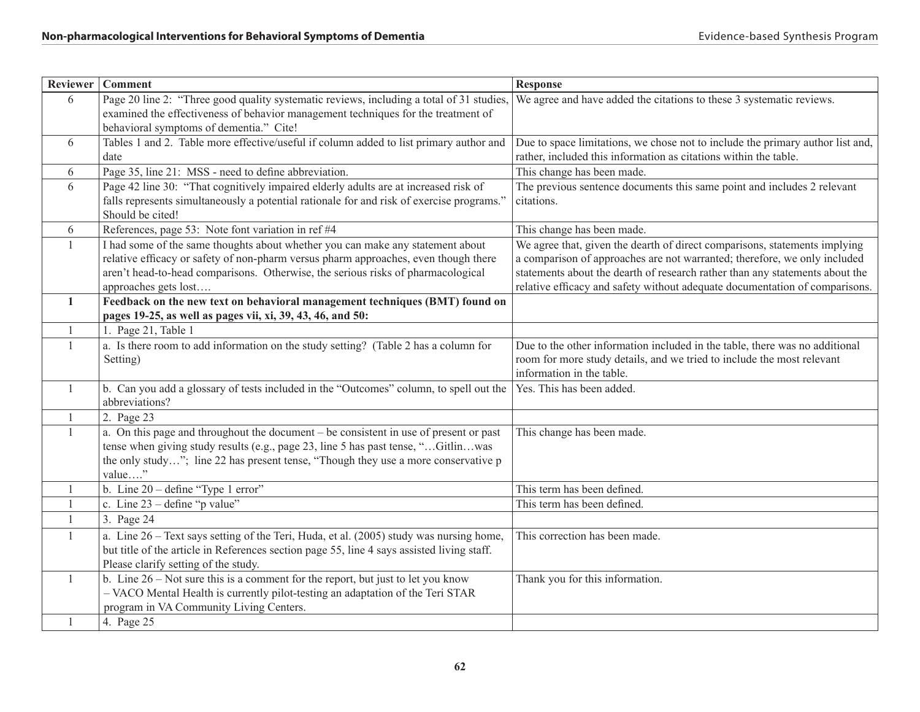| Reviewer | Comment | Response |
|---|---|---|
| 6 | Page 20 line 2: "Three good quality systematic reviews, including a total of 31 studies, examined the effectiveness of behavior management techniques for the treatment of behavioral symptoms of dementia." Cite! | We agree and have added the citations to these 3 systematic reviews. |
| 6 | Tables 1 and 2. Table more effective/useful if column added to list primary author and date | Due to space limitations, we chose not to include the primary author list and, rather, included this information as citations within the table. |
| 6 | Page 35, line 21: MSS - need to define abbreviation. | This change has been made. |
| 6 | Page 42 line 30: "That cognitively impaired elderly adults are at increased risk of falls represents simultaneously a potential rationale for and risk of exercise programs." Should be cited! | The previous sentence documents this same point and includes 2 relevant citations. |
| 6 | References, page 53: Note font variation in ref #4 | This change has been made. |
| 1 | I had some of the same thoughts about whether you can make any statement about relative efficacy or safety of non-pharm versus pharm approaches, even though there aren't head-to-head comparisons. Otherwise, the serious risks of pharmacological approaches gets lost…. | We agree that, given the dearth of direct comparisons, statements implying a comparison of approaches are not warranted; therefore, we only included statements about the dearth of research rather than any statements about the relative efficacy and safety without adequate documentation of comparisons. |
| **1** | **Feedback on the new text on behavioral management techniques (BMT) found on pages 19-25, as well as pages vii, xi, 39, 43, 46, and 50:** | |
| 1 | 1. Page 21, Table 1 | |
| 1 | a. Is there room to add information on the study setting? (Table 2 has a column for Setting) | Due to the other information included in the table, there was no additional room for more study details, and we tried to include the most relevant information in the table. |
| 1 | b. Can you add a glossary of tests included in the "Outcomes" column, to spell out the abbreviations? | Yes. This has been added. |
| 1 | 2. Page 23 | |
| 1 | a. On this page and throughout the document – be consistent in use of present or past tense when giving study results (e.g., page 23, line 5 has past tense, "…Gitlin…was the only study…"; line 22 has present tense, "Though they use a more conservative p value…." | This change has been made. |
| 1 | b. Line 20 – define "Type 1 error" | This term has been defined. |
| 1 | c. Line 23 – define "p value" | This term has been defined. |
| 1 | 3. Page 24 | |
| 1 | a. Line 26 – Text says setting of the Teri, Huda, et al. (2005) study was nursing home, but title of the article in References section page 55, line 4 says assisted living staff. Please clarify setting of the study. | This correction has been made. |
| 1 | b. Line 26 – Not sure this is a comment for the report, but just to let you know – VACO Mental Health is currently pilot-testing an adaptation of the Teri STAR program in VA Community Living Centers. | Thank you for this information. |
| 1 | 4. Page 25 | |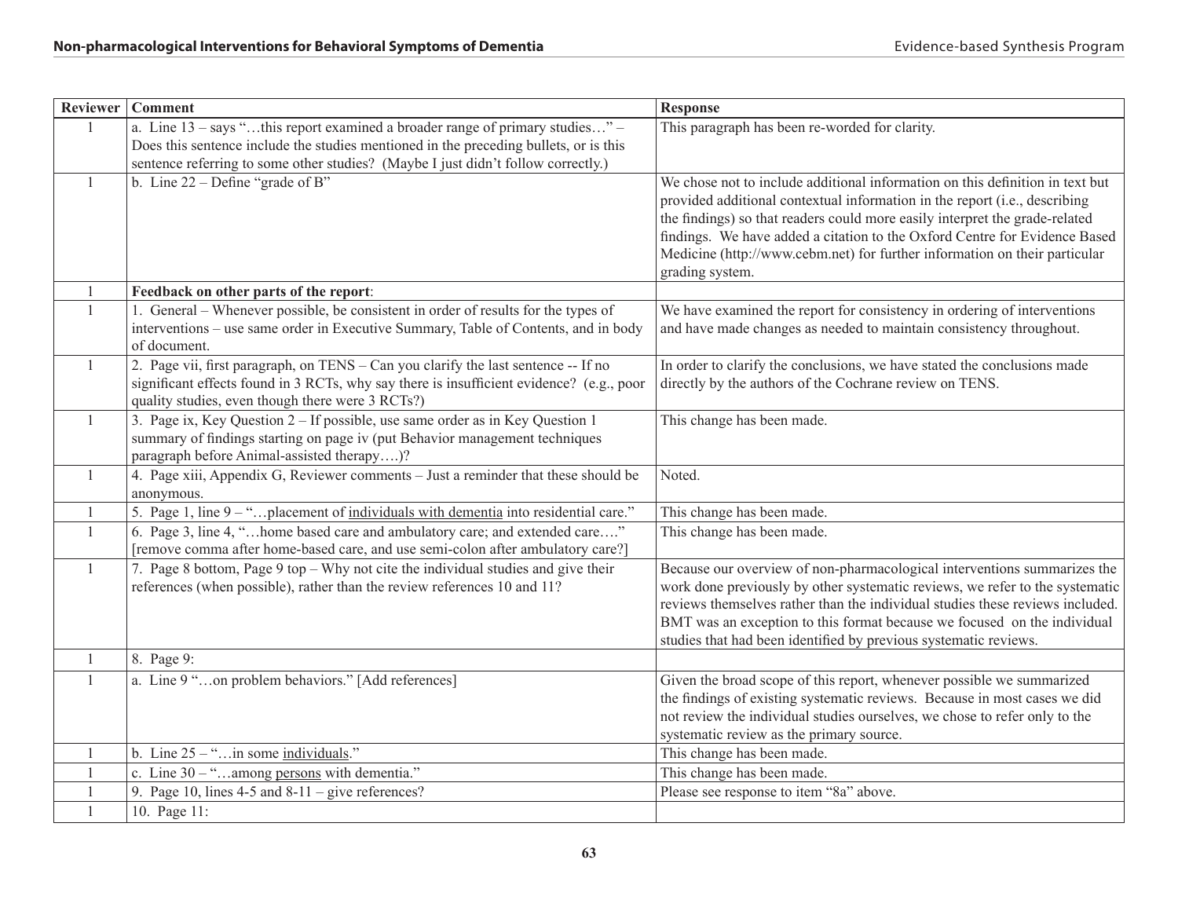| Reviewer | Comment | Response |
|---|---|---|
| 1 | a. Line 13 – says "…this report examined a broader range of primary studies…" – Does this sentence include the studies mentioned in the preceding bullets, or is this sentence referring to some other studies? (Maybe I just didn't follow correctly.) | This paragraph has been re-worded for clarity. |
| 1 | b. Line 22 – Define "grade of B" | We chose not to include additional information on this definition in text but provided additional contextual information in the report (i.e., describing the findings) so that readers could more easily interpret the grade-related findings. We have added a citation to the Oxford Centre for Evidence Based Medicine (http://www.cebm.net) for further information on their particular grading system. |
| 1 | **Feedback on other parts of the report**: | |
| 1 | 1. General – Whenever possible, be consistent in order of results for the types of interventions – use same order in Executive Summary, Table of Contents, and in body of document. | We have examined the report for consistency in ordering of interventions and have made changes as needed to maintain consistency throughout. |
| 1 | 2. Page vii, first paragraph, on TENS – Can you clarify the last sentence -- If no significant effects found in 3 RCTs, why say there is insufficient evidence? (e.g., poor quality studies, even though there were 3 RCTs?) | In order to clarify the conclusions, we have stated the conclusions made directly by the authors of the Cochrane review on TENS. |
| 1 | 3. Page ix, Key Question 2 – If possible, use same order as in Key Question 1 summary of findings starting on page iv (put Behavior management techniques paragraph before Animal-assisted therapy….)? | This change has been made. |
| 1 | 4. Page xiii, Appendix G, Reviewer comments – Just a reminder that these should be anonymous. | Noted. |
| 1 | 5. Page 1, line 9 – "…placement of <u>individuals with dementia</u> into residential care." | This change has been made. |
| 1 | 6. Page 3, line 4, "…home based care and ambulatory care; and extended care…." [remove comma after home-based care, and use semi-colon after ambulatory care?] | This change has been made. |
| 1 | 7. Page 8 bottom, Page 9 top – Why not cite the individual studies and give their references (when possible), rather than the review references 10 and 11? | Because our overview of non-pharmacological interventions summarizes the work done previously by other systematic reviews, we refer to the systematic reviews themselves rather than the individual studies these reviews included. BMT was an exception to this format because we focused on the individual studies that had been identified by previous systematic reviews. |
| 1 | 8. Page 9: | |
| 1 | a. Line 9 "…on problem behaviors." [Add references] | Given the broad scope of this report, whenever possible we summarized the findings of existing systematic reviews. Because in most cases we did not review the individual studies ourselves, we chose to refer only to the systematic review as the primary source. |
| 1 | b. Line 25 – "…in some <u>individuals</u>." | This change has been made. |
| 1 | c. Line 30 – "…among <u>persons</u> with dementia." | This change has been made. |
| 1 | 9. Page 10, lines 4-5 and 8-11 – give references? | Please see response to item "8a" above. |
| 1 | 10. Page 11: | |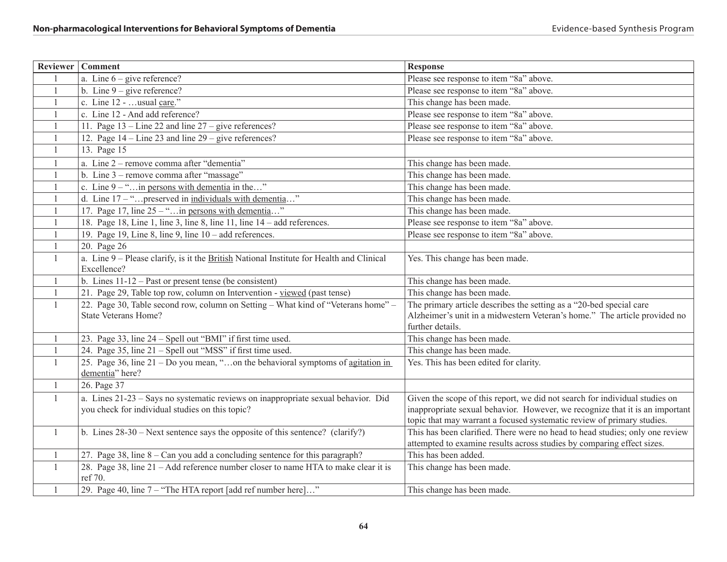| Reviewer | Comment | Response |
|---|---|---|
| 1 | a. Line 6 – give reference? | Please see response to item "8a" above. |
| 1 | b. Line 9 – give reference? | Please see response to item "8a" above. |
| 1 | c. Line 12 - …usual care." | This change has been made. |
| 1 | c. Line 12 - And add reference? | Please see response to item "8a" above. |
| 1 | 11. Page 13 – Line 22 and line 27 – give references? | Please see response to item "8a" above. |
| 1 | 12. Page 14 – Line 23 and line 29 – give references? | Please see response to item "8a" above. |
| 1 | 13. Page 15 | |
| 1 | a. Line 2 – remove comma after "dementia" | This change has been made. |
| 1 | b. Line 3 – remove comma after "massage" | This change has been made. |
| 1 | c. Line 9 – "…in persons with dementia in the…" | This change has been made. |
| 1 | d. Line 17 – "…preserved in individuals with dementia…" | This change has been made. |
| 1 | 17. Page 17, line 25 – "…in persons with dementia…" | This change has been made. |
| 1 | 18. Page 18, Line 1, line 3, line 8, line 11, line 14 – add references. | Please see response to item "8a" above. |
| 1 | 19. Page 19, Line 8, line 9, line 10 – add references. | Please see response to item "8a" above. |
| 1 | 20. Page 26 | |
| 1 | a. Line 9 – Please clarify, is it the British National Institute for Health and Clinical Excellence? | Yes. This change has been made. |
| 1 | b. Lines 11-12 – Past or present tense (be consistent) | This change has been made. |
| 1 | 21. Page 29, Table top row, column on Intervention - viewed (past tense) | This change has been made. |
| 1 | 22. Page 30, Table second row, column on Setting – What kind of "Veterans home" – State Veterans Home? | The primary article describes the setting as a "20-bed special care Alzheimer's unit in a midwestern Veteran's home." The article provided no further details. |
| 1 | 23. Page 33, line 24 – Spell out "BMI" if first time used. | This change has been made. |
| 1 | 24. Page 35, line 21 – Spell out "MSS" if first time used. | This change has been made. |
| 1 | 25. Page 36, line 21 – Do you mean, "…on the behavioral symptoms of agitation in dementia" here? | Yes. This has been edited for clarity. |
| 1 | 26. Page 37 | |
| 1 | a. Lines 21-23 – Says no systematic reviews on inappropriate sexual behavior. Did you check for individual studies on this topic? | Given the scope of this report, we did not search for individual studies on inappropriate sexual behavior. However, we recognize that it is an important topic that may warrant a focused systematic review of primary studies. |
| 1 | b. Lines 28-30 – Next sentence says the opposite of this sentence? (clarify?) | This has been clarified. There were no head to head studies; only one review attempted to examine results across studies by comparing effect sizes. |
| 1 | 27. Page 38, line 8 – Can you add a concluding sentence for this paragraph? | This has been added. |
| 1 | 28. Page 38, line 21 – Add reference number closer to name HTA to make clear it is ref 70. | This change has been made. |
| 1 | 29. Page 40, line 7 – "The HTA report [add ref number here]…" | This change has been made. |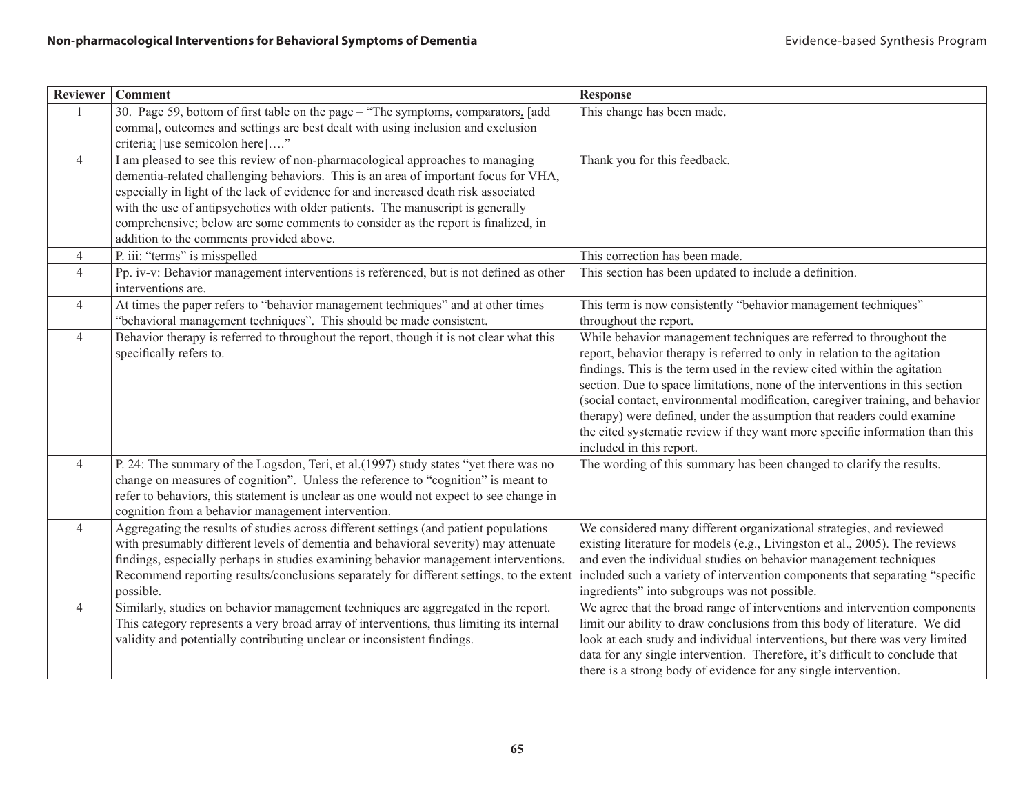| Reviewer | Comment | Response |
|---|---|---|
| 1 | 30. Page 59, bottom of first table on the page – "The symptoms, comparators, [add comma], outcomes and settings are best dealt with using inclusion and exclusion criteria; [use semicolon here]…." | This change has been made. |
| 4 | I am pleased to see this review of non-pharmacological approaches to managing dementia-related challenging behaviors. This is an area of important focus for VHA, especially in light of the lack of evidence for and increased death risk associated with the use of antipsychotics with older patients. The manuscript is generally comprehensive; below are some comments to consider as the report is finalized, in addition to the comments provided above. | Thank you for this feedback. |
| 4 | P. iii: "terms" is misspelled | This correction has been made. |
| 4 | Pp. iv-v: Behavior management interventions is referenced, but is not defined as other interventions are. | This section has been updated to include a definition. |
| 4 | At times the paper refers to "behavior management techniques" and at other times "behavioral management techniques". This should be made consistent. | This term is now consistently "behavior management techniques" throughout the report. |
| 4 | Behavior therapy is referred to throughout the report, though it is not clear what this specifically refers to. | While behavior management techniques are referred to throughout the report, behavior therapy is referred to only in relation to the agitation findings. This is the term used in the review cited within the agitation section. Due to space limitations, none of the interventions in this section (social contact, environmental modification, caregiver training, and behavior therapy) were defined, under the assumption that readers could examine the cited systematic review if they want more specific information than this included in this report. |
| 4 | P. 24: The summary of the Logsdon, Teri, et al.(1997) study states "yet there was no change on measures of cognition". Unless the reference to "cognition" is meant to refer to behaviors, this statement is unclear as one would not expect to see change in cognition from a behavior management intervention. | The wording of this summary has been changed to clarify the results. |
| 4 | Aggregating the results of studies across different settings (and patient populations with presumably different levels of dementia and behavioral severity) may attenuate findings, especially perhaps in studies examining behavior management interventions. Recommend reporting results/conclusions separately for different settings, to the extent possible. | We considered many different organizational strategies, and reviewed existing literature for models (e.g., Livingston et al., 2005). The reviews and even the individual studies on behavior management techniques included such a variety of intervention components that separating "specific ingredients" into subgroups was not possible. |
| 4 | Similarly, studies on behavior management techniques are aggregated in the report. This category represents a very broad array of interventions, thus limiting its internal validity and potentially contributing unclear or inconsistent findings. | We agree that the broad range of interventions and intervention components limit our ability to draw conclusions from this body of literature. We did look at each study and individual interventions, but there was very limited data for any single intervention. Therefore, it's difficult to conclude that there is a strong body of evidence for any single intervention. |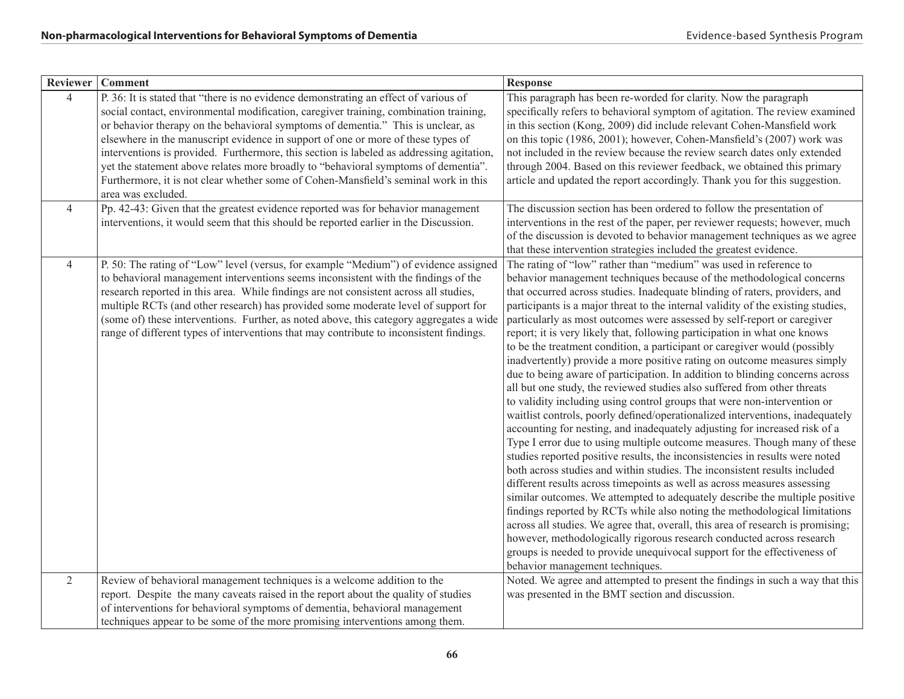| Reviewer | Comment | Response |
|---|---|---|
| 4 | P. 36: It is stated that "there is no evidence demonstrating an effect of various of social contact, environmental modification, caregiver training, combination training, or behavior therapy on the behavioral symptoms of dementia." This is unclear, as elsewhere in the manuscript evidence in support of one or more of these types of interventions is provided. Furthermore, this section is labeled as addressing agitation, yet the statement above relates more broadly to "behavioral symptoms of dementia". Furthermore, it is not clear whether some of Cohen-Mansfield's seminal work in this area was excluded. | This paragraph has been re-worded for clarity. Now the paragraph specifically refers to behavioral symptom of agitation. The review examined in this section (Kong, 2009) did include relevant Cohen-Mansfield work on this topic (1986, 2001); however, Cohen-Mansfield's (2007) work was not included in the review because the review search dates only extended through 2004. Based on this reviewer feedback, we obtained this primary article and updated the report accordingly. Thank you for this suggestion. |
| 4 | Pp. 42-43: Given that the greatest evidence reported was for behavior management interventions, it would seem that this should be reported earlier in the Discussion. | The discussion section has been ordered to follow the presentation of interventions in the rest of the paper, per reviewer requests; however, much of the discussion is devoted to behavior management techniques as we agree that these intervention strategies included the greatest evidence. |
| 4 | P. 50: The rating of "Low" level (versus, for example "Medium") of evidence assigned to behavioral management interventions seems inconsistent with the findings of the research reported in this area. While findings are not consistent across all studies, multiple RCTs (and other research) has provided some moderate level of support for (some of) these interventions. Further, as noted above, this category aggregates a wide range of different types of interventions that may contribute to inconsistent findings. | The rating of "low" rather than "medium" was used in reference to behavior management techniques because of the methodological concerns that occurred across studies. Inadequate blinding of raters, providers, and participants is a major threat to the internal validity of the existing studies, particularly as most outcomes were assessed by self-report or caregiver report; it is very likely that, following participation in what one knows to be the treatment condition, a participant or caregiver would (possibly inadvertently) provide a more positive rating on outcome measures simply due to being aware of participation. In addition to blinding concerns across all but one study, the reviewed studies also suffered from other threats to validity including using control groups that were non-intervention or waitlist controls, poorly defined/operationalized interventions, inadequately accounting for nesting, and inadequately adjusting for increased risk of a Type I error due to using multiple outcome measures. Though many of these studies reported positive results, the inconsistencies in results were noted both across studies and within studies. The inconsistent results included different results across timepoints as well as across measures assessing similar outcomes. We attempted to adequately describe the multiple positive findings reported by RCTs while also noting the methodological limitations across all studies. We agree that, overall, this area of research is promising; however, methodologically rigorous research conducted across research groups is needed to provide unequivocal support for the effectiveness of behavior management techniques. |
| 2 | Review of behavioral management techniques is a welcome addition to the report. Despite the many caveats raised in the report about the quality of studies of interventions for behavioral symptoms of dementia, behavioral management techniques appear to be some of the more promising interventions among them. | Noted. We agree and attempted to present the findings in such a way that this was presented in the BMT section and discussion. |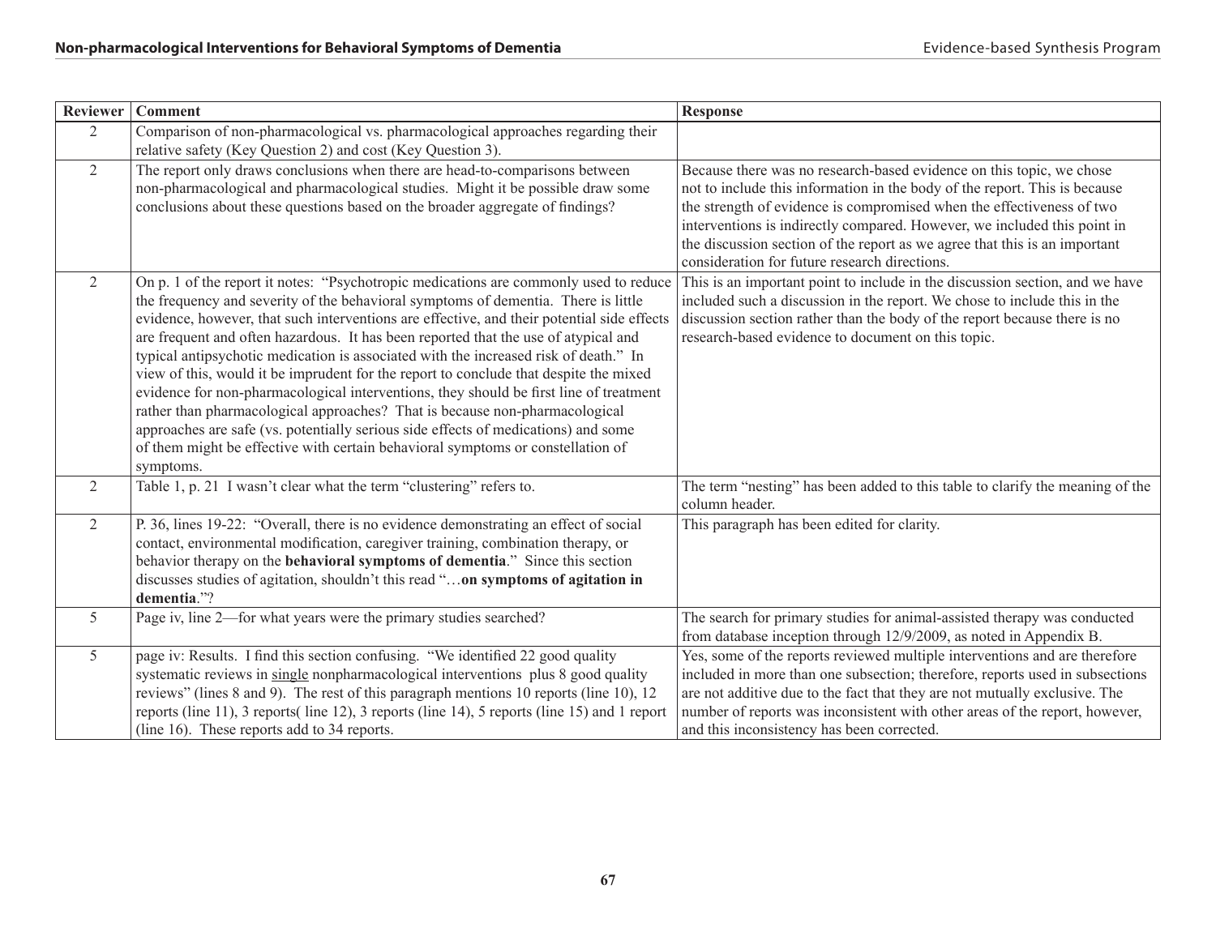| Reviewer | Comment | Response |
|---|---|---|
| 2 | Comparison of non-pharmacological vs. pharmacological approaches regarding their relative safety (Key Question 2) and cost (Key Question 3). | |
| 2 | The report only draws conclusions when there are head-to-comparisons between non-pharmacological and pharmacological studies. Might it be possible draw some conclusions about these questions based on the broader aggregate of findings? | Because there was no research-based evidence on this topic, we chose not to include this information in the body of the report. This is because the strength of evidence is compromised when the effectiveness of two interventions is indirectly compared. However, we included this point in the discussion section of the report as we agree that this is an important consideration for future research directions. |
| 2 | On p. 1 of the report it notes: "Psychotropic medications are commonly used to reduce the frequency and severity of the behavioral symptoms of dementia. There is little evidence, however, that such interventions are effective, and their potential side effects are frequent and often hazardous. It has been reported that the use of atypical and typical antipsychotic medication is associated with the increased risk of death." In view of this, would it be imprudent for the report to conclude that despite the mixed evidence for non-pharmacological interventions, they should be first line of treatment rather than pharmacological approaches? That is because non-pharmacological approaches are safe (vs. potentially serious side effects of medications) and some of them might be effective with certain behavioral symptoms or constellation of symptoms. | This is an important point to include in the discussion section, and we have included such a discussion in the report. We chose to include this in the discussion section rather than the body of the report because there is no research-based evidence to document on this topic. |
| 2 | Table 1, p. 21 I wasn't clear what the term "clustering" refers to. | The term "nesting" has been added to this table to clarify the meaning of the column header. |
| 2 | P. 36, lines 19-22: "Overall, there is no evidence demonstrating an effect of social contact, environmental modification, caregiver training, combination therapy, or behavior therapy on the **behavioral symptoms of dementia**." Since this section discusses studies of agitation, shouldn't this read "…**on symptoms of agitation in dementia**."? | This paragraph has been edited for clarity. |
| 5 | Page iv, line 2—for what years were the primary studies searched? | The search for primary studies for animal-assisted therapy was conducted from database inception through 12/9/2009, as noted in Appendix B. |
| 5 | page iv: Results. I find this section confusing. "We identified 22 good quality systematic reviews in <u>single</u> nonpharmacological interventions plus 8 good quality reviews" (lines 8 and 9). The rest of this paragraph mentions 10 reports (line 10), 12 reports (line 11), 3 reports( line 12), 3 reports (line 14), 5 reports (line 15) and 1 report (line 16). These reports add to 34 reports. | Yes, some of the reports reviewed multiple interventions and are therefore included in more than one subsection; therefore, reports used in subsections are not additive due to the fact that they are not mutually exclusive. The number of reports was inconsistent with other areas of the report, however, and this inconsistency has been corrected. |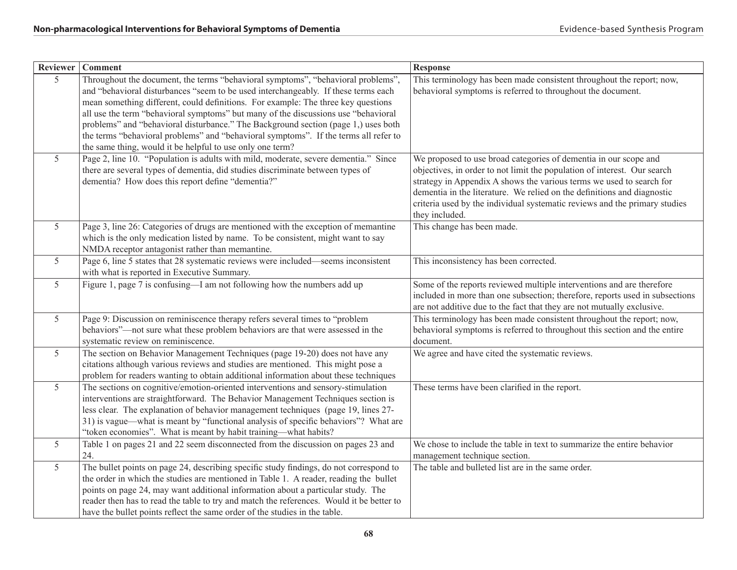| Reviewer | Comment | Response |
|---|---|---|
| 5 | Throughout the document, the terms "behavioral symptoms", "behavioral problems", and "behavioral disturbances "seem to be used interchangeably. If these terms each mean something different, could definitions. For example: The three key questions all use the term "behavioral symptoms" but many of the discussions use "behavioral problems" and "behavioral disturbance." The Background section (page 1,) uses both the terms "behavioral problems" and "behavioral symptoms". If the terms all refer to the same thing, would it be helpful to use only one term? | This terminology has been made consistent throughout the report; now, behavioral symptoms is referred to throughout the document. |
| 5 | Page 2, line 10. "Population is adults with mild, moderate, severe dementia." Since there are several types of dementia, did studies discriminate between types of dementia? How does this report define "dementia?" | We proposed to use broad categories of dementia in our scope and objectives, in order to not limit the population of interest. Our search strategy in Appendix A shows the various terms we used to search for dementia in the literature. We relied on the definitions and diagnostic criteria used by the individual systematic reviews and the primary studies they included. |
| 5 | Page 3, line 26: Categories of drugs are mentioned with the exception of memantine which is the only medication listed by name. To be consistent, might want to say NMDA receptor antagonist rather than memantine. | This change has been made. |
| 5 | Page 6, line 5 states that 28 systematic reviews were included—seems inconsistent with what is reported in Executive Summary. | This inconsistency has been corrected. |
| 5 | Figure 1, page 7 is confusing—I am not following how the numbers add up | Some of the reports reviewed multiple interventions and are therefore included in more than one subsection; therefore, reports used in subsections are not additive due to the fact that they are not mutually exclusive. |
| 5 | Page 9: Discussion on reminiscence therapy refers several times to "problem behaviors"—not sure what these problem behaviors are that were assessed in the systematic review on reminiscence. | This terminology has been made consistent throughout the report; now, behavioral symptoms is referred to throughout this section and the entire document. |
| 5 | The section on Behavior Management Techniques (page 19-20) does not have any citations although various reviews and studies are mentioned. This might pose a problem for readers wanting to obtain additional information about these techniques | We agree and have cited the systematic reviews. |
| 5 | The sections on cognitive/emotion-oriented interventions and sensory-stimulation interventions are straightforward. The Behavior Management Techniques section is less clear. The explanation of behavior management techniques (page 19, lines 27-31) is vague—what is meant by "functional analysis of specific behaviors"? What are "token economies". What is meant by habit training—what habits? | These terms have been clarified in the report. |
| 5 | Table 1 on pages 21 and 22 seem disconnected from the discussion on pages 23 and 24. | We chose to include the table in text to summarize the entire behavior management technique section. |
| 5 | The bullet points on page 24, describing specific study findings, do not correspond to the order in which the studies are mentioned in Table 1. A reader, reading the bullet points on page 24, may want additional information about a particular study. The reader then has to read the table to try and match the references. Would it be better to have the bullet points reflect the same order of the studies in the table. | The table and bulleted list are in the same order. |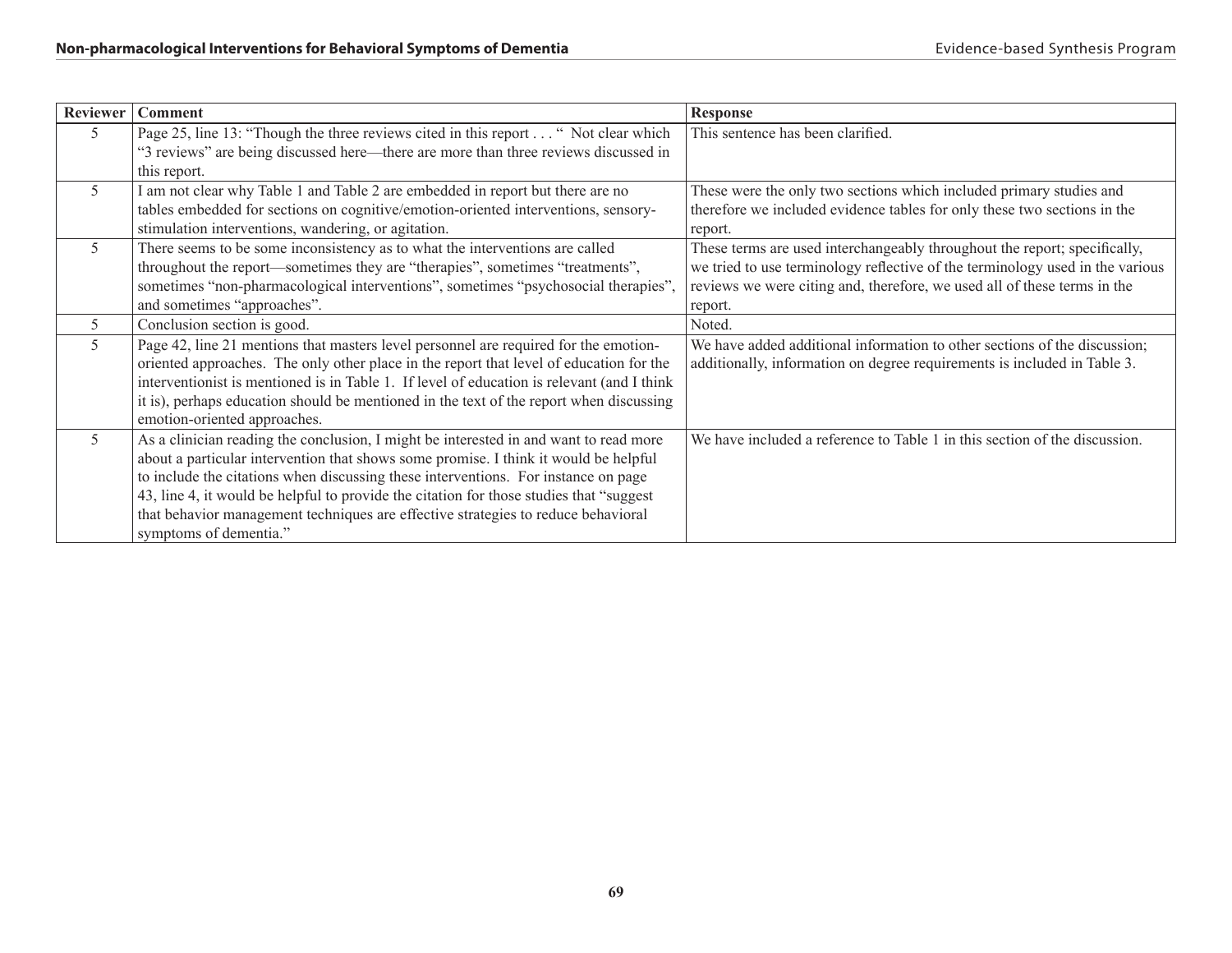| Reviewer | Comment | Response |
|---|---|---|
| 5 | Page 25, line 13: "Though the three reviews cited in this report . . . " Not clear which "3 reviews" are being discussed here—there are more than three reviews discussed in this report. | This sentence has been clarified. |
| 5 | I am not clear why Table 1 and Table 2 are embedded in report but there are no tables embedded for sections on cognitive/emotion-oriented interventions, sensory-stimulation interventions, wandering, or agitation. | These were the only two sections which included primary studies and therefore we included evidence tables for only these two sections in the report. |
| 5 | There seems to be some inconsistency as to what the interventions are called throughout the report—sometimes they are "therapies", sometimes "treatments", sometimes "non-pharmacological interventions", sometimes "psychosocial therapies", and sometimes "approaches". | These terms are used interchangeably throughout the report; specifically, we tried to use terminology reflective of the terminology used in the various reviews we were citing and, therefore, we used all of these terms in the report. |
| 5 | Conclusion section is good. | Noted. |
| 5 | Page 42, line 21 mentions that masters level personnel are required for the emotion-oriented approaches. The only other place in the report that level of education for the interventionist is mentioned is in Table 1. If level of education is relevant (and I think it is), perhaps education should be mentioned in the text of the report when discussing emotion-oriented approaches. | We have added additional information to other sections of the discussion; additionally, information on degree requirements is included in Table 3. |
| 5 | As a clinician reading the conclusion, I might be interested in and want to read more about a particular intervention that shows some promise. I think it would be helpful to include the citations when discussing these interventions. For instance on page 43, line 4, it would be helpful to provide the citation for those studies that "suggest that behavior management techniques are effective strategies to reduce behavioral symptoms of dementia." | We have included a reference to Table 1 in this section of the discussion. |